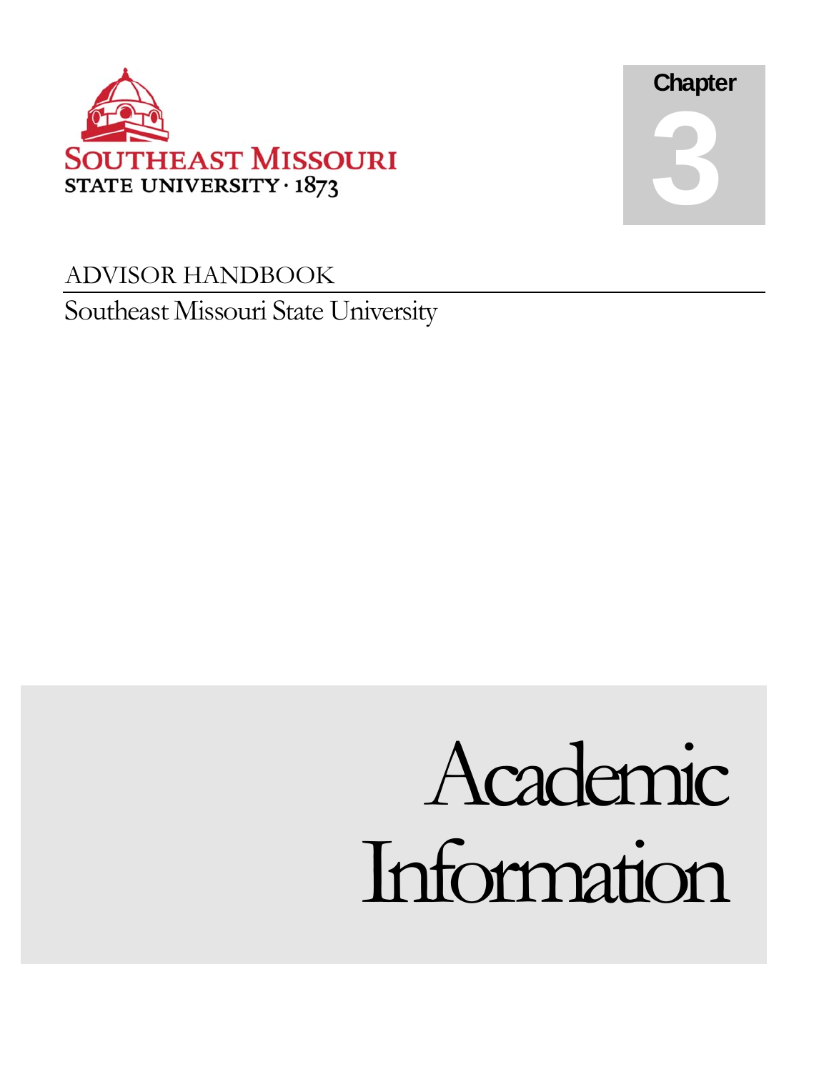Southeast Missouri State University · 1873

Chapter 3

ADVISOR HANDBOOK

Southeast Missouri State University

# Academic Information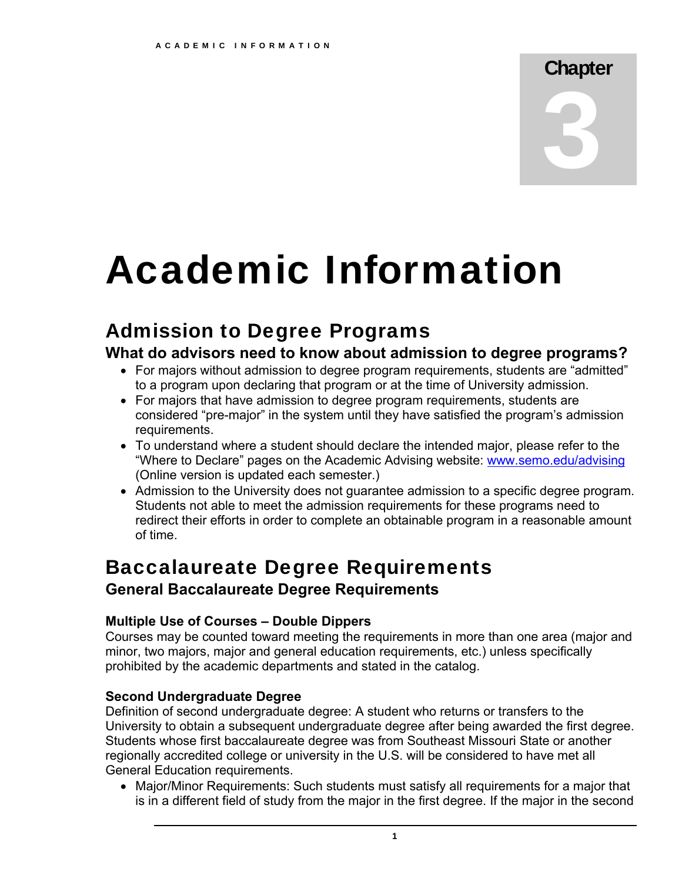Chapter 3

# Academic Information

## Admission to Degree Programs

### What do advisors need to know about admission to degree programs?

- For majors without admission to degree program requirements, students are "admitted" to a program upon declaring that program or at the time of University admission.
- For majors that have admission to degree program requirements, students are considered "pre-major" in the system until they have satisfied the program's admission requirements.
- To understand where a student should declare the intended major, please refer to the "Where to Declare" pages on the Academic Advising website: www.semo.edu/advising (Online version is updated each semester.)
- Admission to the University does not guarantee admission to a specific degree program. Students not able to meet the admission requirements for these programs need to redirect their efforts in order to complete an obtainable program in a reasonable amount of time.

## Baccalaureate Degree Requirements

### General Baccalaureate Degree Requirements

#### Multiple Use of Courses – Double Dippers

Courses may be counted toward meeting the requirements in more than one area (major and minor, two majors, major and general education requirements, etc.) unless specifically prohibited by the academic departments and stated in the catalog.

#### Second Undergraduate Degree

Definition of second undergraduate degree: A student who returns or transfers to the University to obtain a subsequent undergraduate degree after being awarded the first degree. Students whose first baccalaureate degree was from Southeast Missouri State or another regionally accredited college or university in the U.S. will be considered to have met all General Education requirements.

- Major/Minor Requirements: Such students must satisfy all requirements for a major that is in a different field of study from the major in the first degree. If the major in the second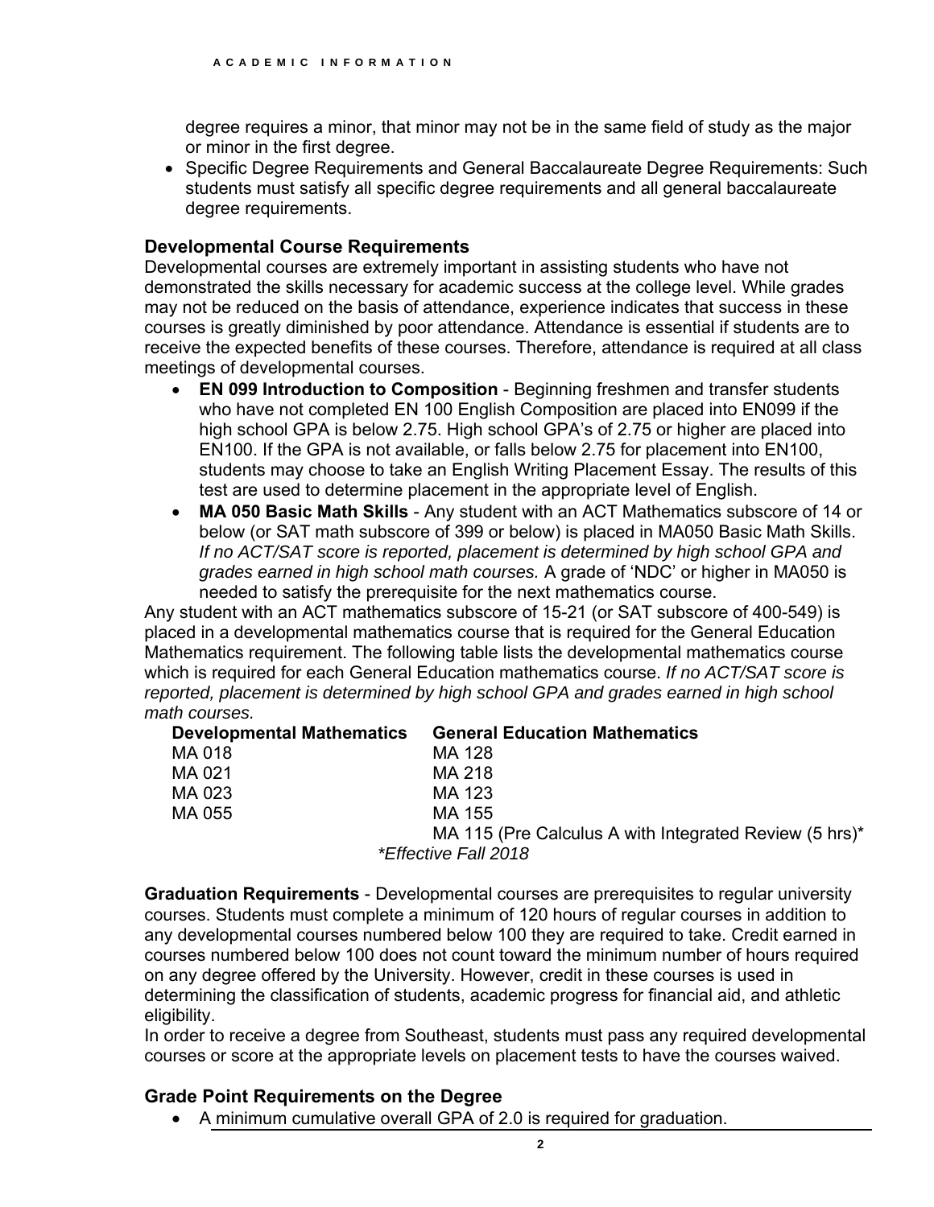degree requires a minor, that minor may not be in the same field of study as the major or minor in the first degree.

- Specific Degree Requirements and General Baccalaureate Degree Requirements: Such students must satisfy all specific degree requirements and all general baccalaureate degree requirements.

### Developmental Course Requirements

Developmental courses are extremely important in assisting students who have not demonstrated the skills necessary for academic success at the college level. While grades may not be reduced on the basis of attendance, experience indicates that success in these courses is greatly diminished by poor attendance. Attendance is essential if students are to receive the expected benefits of these courses. Therefore, attendance is required at all class meetings of developmental courses.

- **EN 099 Introduction to Composition** - Beginning freshmen and transfer students who have not completed EN 100 English Composition are placed into EN099 if the high school GPA is below 2.75. High school GPA's of 2.75 or higher are placed into EN100. If the GPA is not available, or falls below 2.75 for placement into EN100, students may choose to take an English Writing Placement Essay. The results of this test are used to determine placement in the appropriate level of English.
- **MA 050 Basic Math Skills** - Any student with an ACT Mathematics subscore of 14 or below (or SAT math subscore of 399 or below) is placed in MA050 Basic Math Skills. *If no ACT/SAT score is reported, placement is determined by high school GPA and grades earned in high school math courses.* A grade of 'NDC' or higher in MA050 is needed to satisfy the prerequisite for the next mathematics course.

Any student with an ACT mathematics subscore of 15-21 (or SAT subscore of 400-549) is placed in a developmental mathematics course that is required for the General Education Mathematics requirement. The following table lists the developmental mathematics course which is required for each General Education mathematics course. *If no ACT/SAT score is reported, placement is determined by high school GPA and grades earned in high school math courses.*

| Developmental Mathematics | General Education Mathematics |
|---|---|
| MA 018 | MA 128 |
| MA 021 | MA 218 |
| MA 023 | MA 123 |
| MA 055 | MA 155 |
| | MA 115 (Pre Calculus A with Integrated Review (5 hrs)* |

*\*Effective Fall 2018*

**Graduation Requirements** - Developmental courses are prerequisites to regular university courses. Students must complete a minimum of 120 hours of regular courses in addition to any developmental courses numbered below 100 they are required to take. Credit earned in courses numbered below 100 does not count toward the minimum number of hours required on any degree offered by the University. However, credit in these courses is used in determining the classification of students, academic progress for financial aid, and athletic eligibility.

In order to receive a degree from Southeast, students must pass any required developmental courses or score at the appropriate levels on placement tests to have the courses waived.

### Grade Point Requirements on the Degree

- A minimum cumulative overall GPA of 2.0 is required for graduation.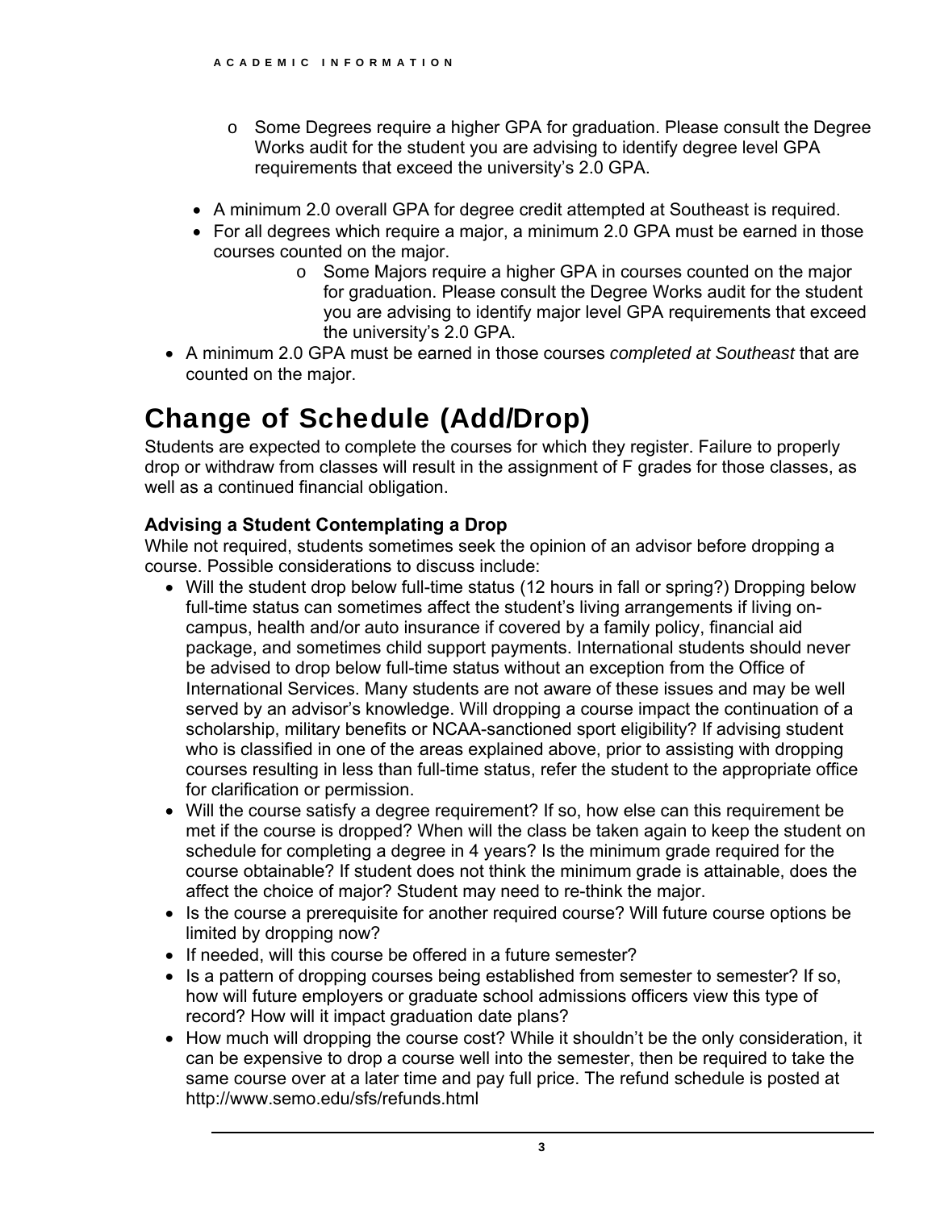- Some Degrees require a higher GPA for graduation. Please consult the Degree Works audit for the student you are advising to identify degree level GPA requirements that exceed the university's 2.0 GPA.

  - A minimum 2.0 overall GPA for degree credit attempted at Southeast is required.
  - For all degrees which require a major, a minimum 2.0 GPA must be earned in those courses counted on the major.
    - Some Majors require a higher GPA in courses counted on the major for graduation. Please consult the Degree Works audit for the student you are advising to identify major level GPA requirements that exceed the university's 2.0 GPA.
- A minimum 2.0 GPA must be earned in those courses *completed at Southeast* that are counted on the major.

# Change of Schedule (Add/Drop)

Students are expected to complete the courses for which they register. Failure to properly drop or withdraw from classes will result in the assignment of F grades for those classes, as well as a continued financial obligation.

### Advising a Student Contemplating a Drop

While not required, students sometimes seek the opinion of an advisor before dropping a course. Possible considerations to discuss include:

- Will the student drop below full-time status (12 hours in fall or spring?) Dropping below full-time status can sometimes affect the student's living arrangements if living on-campus, health and/or auto insurance if covered by a family policy, financial aid package, and sometimes child support payments. International students should never be advised to drop below full-time status without an exception from the Office of International Services. Many students are not aware of these issues and may be well served by an advisor's knowledge. Will dropping a course impact the continuation of a scholarship, military benefits or NCAA-sanctioned sport eligibility? If advising student who is classified in one of the areas explained above, prior to assisting with dropping courses resulting in less than full-time status, refer the student to the appropriate office for clarification or permission.
- Will the course satisfy a degree requirement? If so, how else can this requirement be met if the course is dropped? When will the class be taken again to keep the student on schedule for completing a degree in 4 years? Is the minimum grade required for the course obtainable? If student does not think the minimum grade is attainable, does the affect the choice of major? Student may need to re-think the major.
- Is the course a prerequisite for another required course? Will future course options be limited by dropping now?
- If needed, will this course be offered in a future semester?
- Is a pattern of dropping courses being established from semester to semester? If so, how will future employers or graduate school admissions officers view this type of record? How will it impact graduation date plans?
- How much will dropping the course cost? While it shouldn't be the only consideration, it can be expensive to drop a course well into the semester, then be required to take the same course over at a later time and pay full price. The refund schedule is posted at http://www.semo.edu/sfs/refunds.html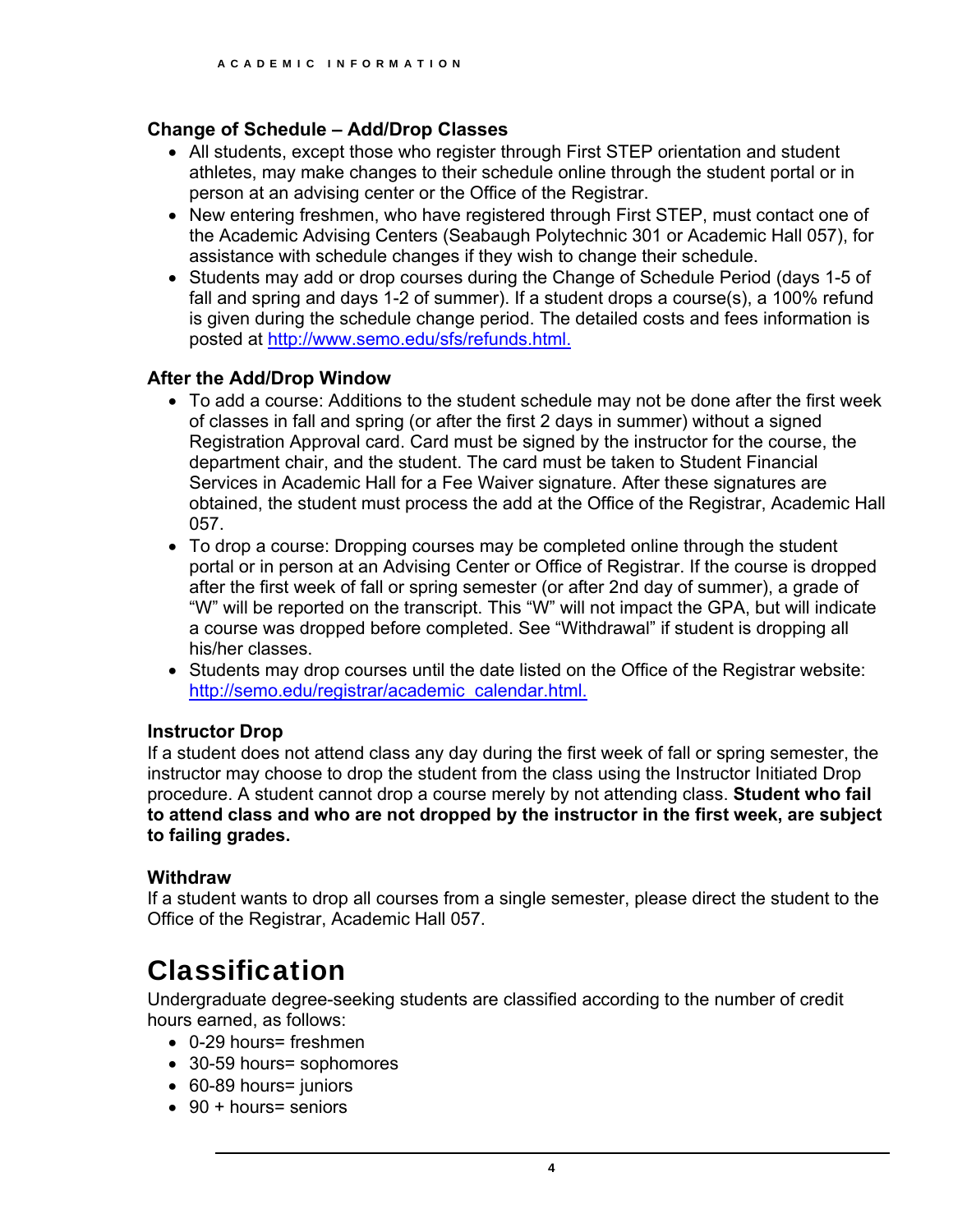### Change of Schedule – Add/Drop Classes

- All students, except those who register through First STEP orientation and student athletes, may make changes to their schedule online through the student portal or in person at an advising center or the Office of the Registrar.
- New entering freshmen, who have registered through First STEP, must contact one of the Academic Advising Centers (Seabaugh Polytechnic 301 or Academic Hall 057), for assistance with schedule changes if they wish to change their schedule.
- Students may add or drop courses during the Change of Schedule Period (days 1-5 of fall and spring and days 1-2 of summer). If a student drops a course(s), a 100% refund is given during the schedule change period. The detailed costs and fees information is posted at http://www.semo.edu/sfs/refunds.html.

### After the Add/Drop Window

- To add a course: Additions to the student schedule may not be done after the first week of classes in fall and spring (or after the first 2 days in summer) without a signed Registration Approval card. Card must be signed by the instructor for the course, the department chair, and the student. The card must be taken to Student Financial Services in Academic Hall for a Fee Waiver signature. After these signatures are obtained, the student must process the add at the Office of the Registrar, Academic Hall 057.
- To drop a course: Dropping courses may be completed online through the student portal or in person at an Advising Center or Office of Registrar. If the course is dropped after the first week of fall or spring semester (or after 2nd day of summer), a grade of "W" will be reported on the transcript. This "W" will not impact the GPA, but will indicate a course was dropped before completed. See "Withdrawal" if student is dropping all his/her classes.
- Students may drop courses until the date listed on the Office of the Registrar website: http://semo.edu/registrar/academic_calendar.html.

### Instructor Drop

If a student does not attend class any day during the first week of fall or spring semester, the instructor may choose to drop the student from the class using the Instructor Initiated Drop procedure. A student cannot drop a course merely by not attending class. **Student who fail to attend class and who are not dropped by the instructor in the first week, are subject to failing grades.**

### Withdraw

If a student wants to drop all courses from a single semester, please direct the student to the Office of the Registrar, Academic Hall 057.

## Classification

Undergraduate degree-seeking students are classified according to the number of credit hours earned, as follows:

- 0-29 hours= freshmen
- 30-59 hours= sophomores
- 60-89 hours= juniors
- 90 + hours= seniors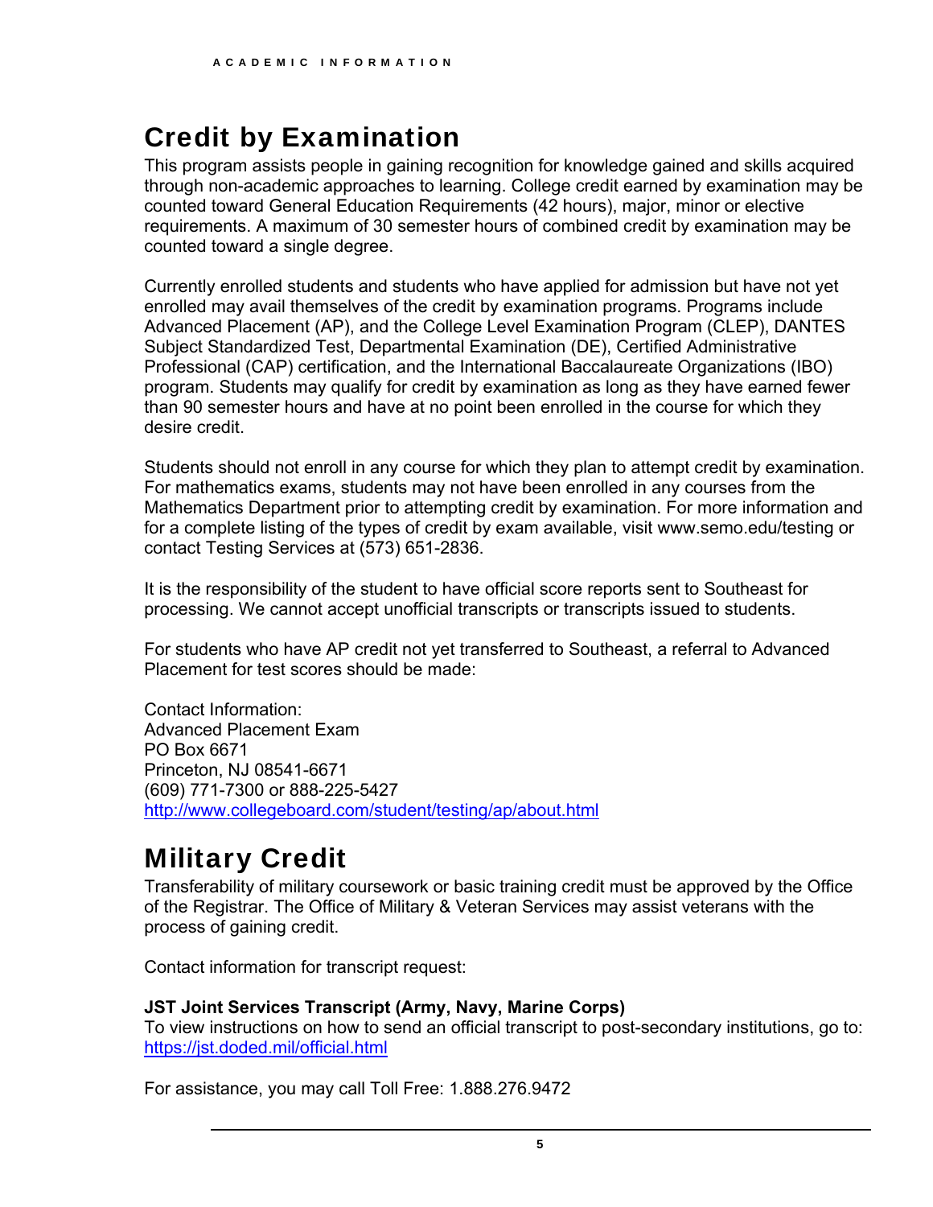## Credit by Examination

This program assists people in gaining recognition for knowledge gained and skills acquired through non-academic approaches to learning. College credit earned by examination may be counted toward General Education Requirements (42 hours), major, minor or elective requirements. A maximum of 30 semester hours of combined credit by examination may be counted toward a single degree.

Currently enrolled students and students who have applied for admission but have not yet enrolled may avail themselves of the credit by examination programs. Programs include Advanced Placement (AP), and the College Level Examination Program (CLEP), DANTES Subject Standardized Test, Departmental Examination (DE), Certified Administrative Professional (CAP) certification, and the International Baccalaureate Organizations (IBO) program. Students may qualify for credit by examination as long as they have earned fewer than 90 semester hours and have at no point been enrolled in the course for which they desire credit.

Students should not enroll in any course for which they plan to attempt credit by examination. For mathematics exams, students may not have been enrolled in any courses from the Mathematics Department prior to attempting credit by examination. For more information and for a complete listing of the types of credit by exam available, visit www.semo.edu/testing or contact Testing Services at (573) 651-2836.

It is the responsibility of the student to have official score reports sent to Southeast for processing. We cannot accept unofficial transcripts or transcripts issued to students.

For students who have AP credit not yet transferred to Southeast, a referral to Advanced Placement for test scores should be made:

Contact Information:
Advanced Placement Exam
PO Box 6671
Princeton, NJ 08541-6671
(609) 771-7300 or 888-225-5427
http://www.collegeboard.com/student/testing/ap/about.html

## Military Credit

Transferability of military coursework or basic training credit must be approved by the Office of the Registrar. The Office of Military & Veteran Services may assist veterans with the process of gaining credit.

Contact information for transcript request:

**JST Joint Services Transcript (Army, Navy, Marine Corps)**
To view instructions on how to send an official transcript to post-secondary institutions, go to: https://jst.doded.mil/official.html

For assistance, you may call Toll Free: 1.888.276.9472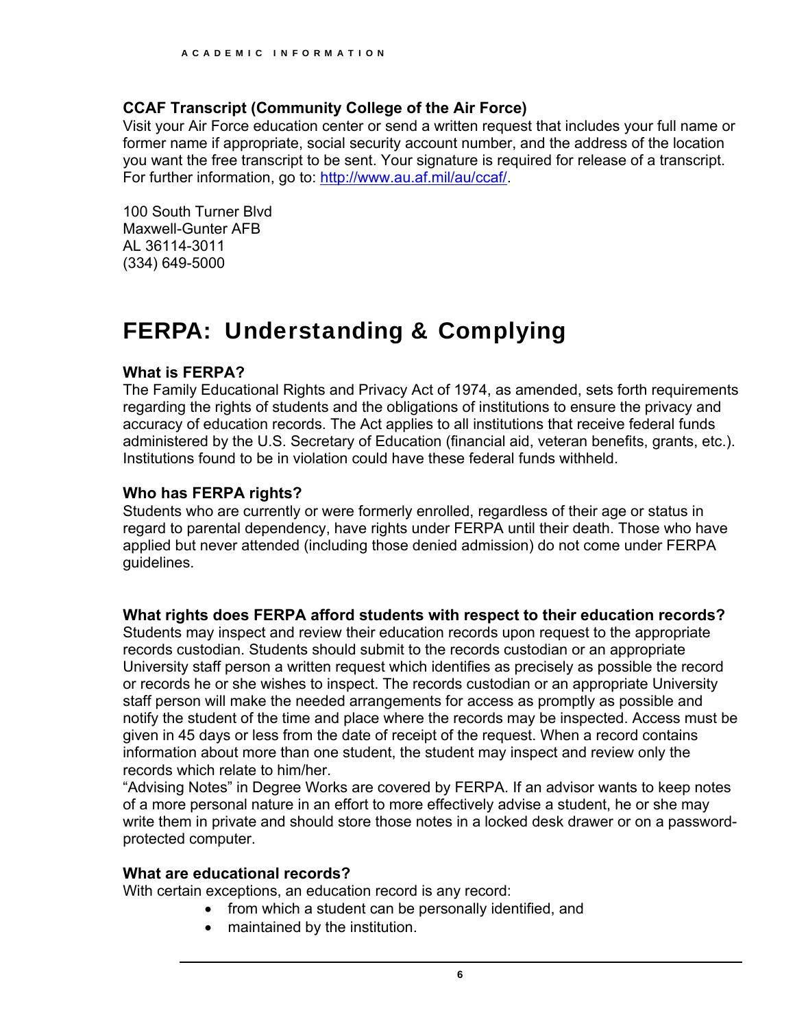### CCAF Transcript (Community College of the Air Force)

Visit your Air Force education center or send a written request that includes your full name or former name if appropriate, social security account number, and the address of the location you want the free transcript to be sent. Your signature is required for release of a transcript. For further information, go to: http://www.au.af.mil/au/ccaf/.

100 South Turner Blvd
Maxwell-Gunter AFB
AL 36114-3011
(334) 649-5000

## FERPA: Understanding & Complying

### What is FERPA?

The Family Educational Rights and Privacy Act of 1974, as amended, sets forth requirements regarding the rights of students and the obligations of institutions to ensure the privacy and accuracy of education records. The Act applies to all institutions that receive federal funds administered by the U.S. Secretary of Education (financial aid, veteran benefits, grants, etc.). Institutions found to be in violation could have these federal funds withheld.

### Who has FERPA rights?

Students who are currently or were formerly enrolled, regardless of their age or status in regard to parental dependency, have rights under FERPA until their death. Those who have applied but never attended (including those denied admission) do not come under FERPA guidelines.

### What rights does FERPA afford students with respect to their education records?

Students may inspect and review their education records upon request to the appropriate records custodian. Students should submit to the records custodian or an appropriate University staff person a written request which identifies as precisely as possible the record or records he or she wishes to inspect. The records custodian or an appropriate University staff person will make the needed arrangements for access as promptly as possible and notify the student of the time and place where the records may be inspected. Access must be given in 45 days or less from the date of receipt of the request. When a record contains information about more than one student, the student may inspect and review only the records which relate to him/her.

"Advising Notes" in Degree Works are covered by FERPA. If an advisor wants to keep notes of a more personal nature in an effort to more effectively advise a student, he or she may write them in private and should store those notes in a locked desk drawer or on a password-protected computer.

### What are educational records?

With certain exceptions, an education record is any record:

- from which a student can be personally identified, and
- maintained by the institution.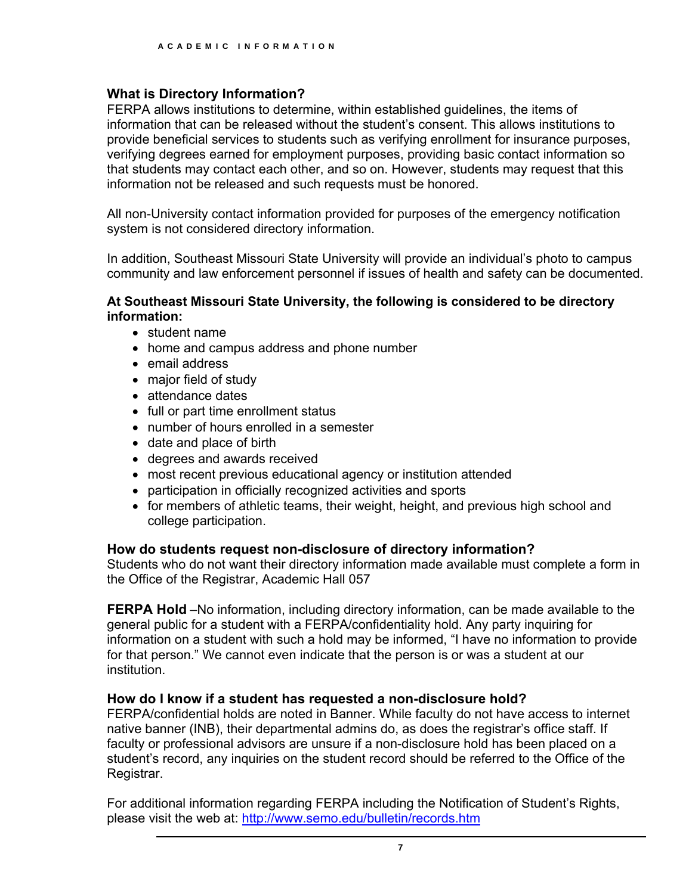## What is Directory Information?

FERPA allows institutions to determine, within established guidelines, the items of information that can be released without the student's consent. This allows institutions to provide beneficial services to students such as verifying enrollment for insurance purposes, verifying degrees earned for employment purposes, providing basic contact information so that students may contact each other, and so on. However, students may request that this information not be released and such requests must be honored.

All non-University contact information provided for purposes of the emergency notification system is not considered directory information.

In addition, Southeast Missouri State University will provide an individual's photo to campus community and law enforcement personnel if issues of health and safety can be documented.

**At Southeast Missouri State University, the following is considered to be directory information:**

- student name
- home and campus address and phone number
- email address
- major field of study
- attendance dates
- full or part time enrollment status
- number of hours enrolled in a semester
- date and place of birth
- degrees and awards received
- most recent previous educational agency or institution attended
- participation in officially recognized activities and sports
- for members of athletic teams, their weight, height, and previous high school and college participation.

### How do students request non-disclosure of directory information?

Students who do not want their directory information made available must complete a form in the Office of the Registrar, Academic Hall 057

**FERPA Hold** –No information, including directory information, can be made available to the general public for a student with a FERPA/confidentiality hold. Any party inquiring for information on a student with such a hold may be informed, "I have no information to provide for that person." We cannot even indicate that the person is or was a student at our institution.

### How do I know if a student has requested a non-disclosure hold?

FERPA/confidential holds are noted in Banner. While faculty do not have access to internet native banner (INB), their departmental admins do, as does the registrar's office staff. If faculty or professional advisors are unsure if a non-disclosure hold has been placed on a student's record, any inquiries on the student record should be referred to the Office of the Registrar.

For additional information regarding FERPA including the Notification of Student's Rights, please visit the web at: [http://www.semo.edu/bulletin/records.htm](http://www.semo.edu/bulletin/records.htm)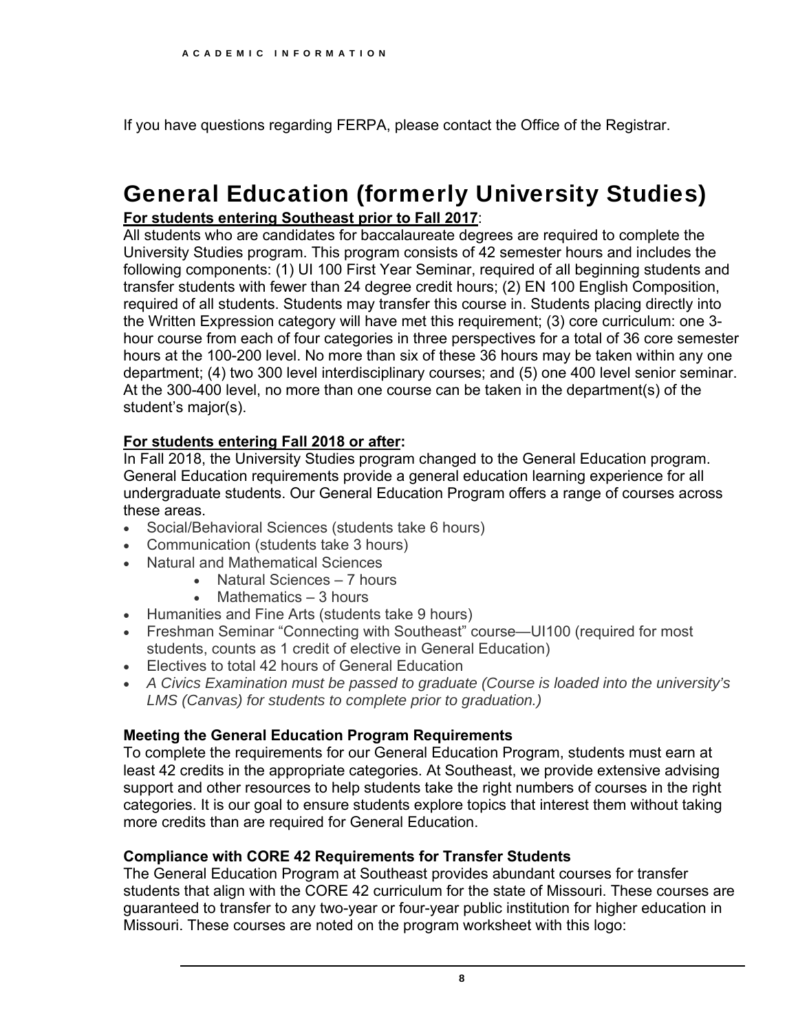If you have questions regarding FERPA, please contact the Office of the Registrar.

# General Education (formerly University Studies)

**For students entering Southeast prior to Fall 2017**:

All students who are candidates for baccalaureate degrees are required to complete the University Studies program. This program consists of 42 semester hours and includes the following components: (1) UI 100 First Year Seminar, required of all beginning students and transfer students with fewer than 24 degree credit hours; (2) EN 100 English Composition, required of all students. Students may transfer this course in. Students placing directly into the Written Expression category will have met this requirement; (3) core curriculum: one 3-hour course from each of four categories in three perspectives for a total of 36 core semester hours at the 100-200 level. No more than six of these 36 hours may be taken within any one department; (4) two 300 level interdisciplinary courses; and (5) one 400 level senior seminar. At the 300-400 level, no more than one course can be taken in the department(s) of the student's major(s).

**For students entering Fall 2018 or after:**

In Fall 2018, the University Studies program changed to the General Education program. General Education requirements provide a general education learning experience for all undergraduate students. Our General Education Program offers a range of courses across these areas.

- Social/Behavioral Sciences (students take 6 hours)
- Communication (students take 3 hours)
- Natural and Mathematical Sciences
  - Natural Sciences – 7 hours
  - Mathematics – 3 hours
- Humanities and Fine Arts (students take 9 hours)
- Freshman Seminar "Connecting with Southeast" course—UI100 (required for most students, counts as 1 credit of elective in General Education)
- Electives to total 42 hours of General Education
- *A Civics Examination must be passed to graduate (Course is loaded into the university's LMS (Canvas) for students to complete prior to graduation.)*

### Meeting the General Education Program Requirements

To complete the requirements for our General Education Program, students must earn at least 42 credits in the appropriate categories. At Southeast, we provide extensive advising support and other resources to help students take the right numbers of courses in the right categories. It is our goal to ensure students explore topics that interest them without taking more credits than are required for General Education.

### Compliance with CORE 42 Requirements for Transfer Students

The General Education Program at Southeast provides abundant courses for transfer students that align with the CORE 42 curriculum for the state of Missouri. These courses are guaranteed to transfer to any two-year or four-year public institution for higher education in Missouri. These courses are noted on the program worksheet with this logo: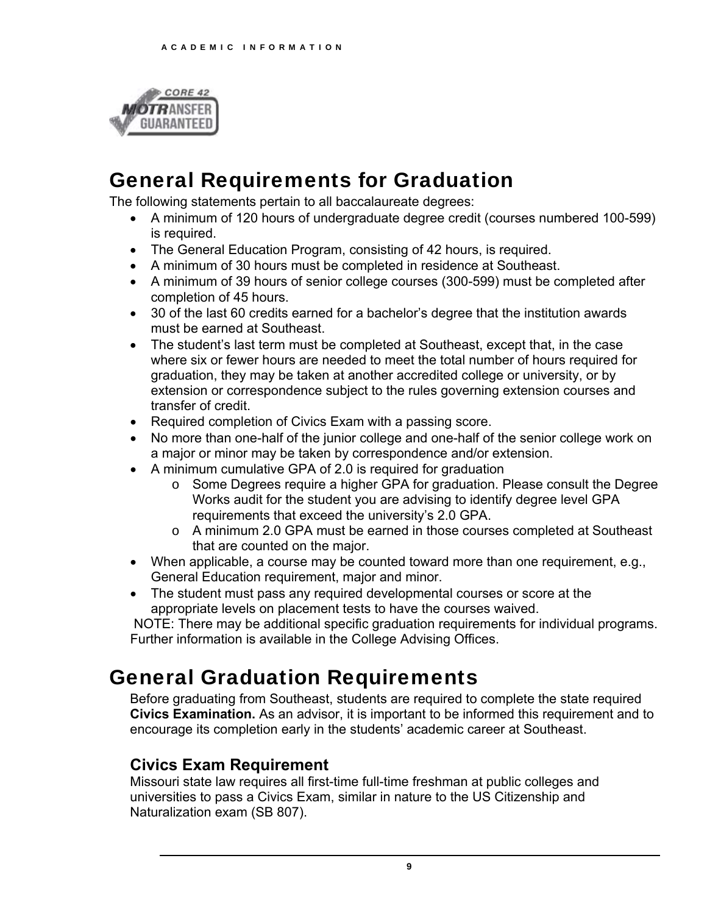## General Requirements for Graduation

The following statements pertain to all baccalaureate degrees:

- A minimum of 120 hours of undergraduate degree credit (courses numbered 100-599) is required.
- The General Education Program, consisting of 42 hours, is required.
- A minimum of 30 hours must be completed in residence at Southeast.
- A minimum of 39 hours of senior college courses (300-599) must be completed after completion of 45 hours.
- 30 of the last 60 credits earned for a bachelor's degree that the institution awards must be earned at Southeast.
- The student's last term must be completed at Southeast, except that, in the case where six or fewer hours are needed to meet the total number of hours required for graduation, they may be taken at another accredited college or university, or by extension or correspondence subject to the rules governing extension courses and transfer of credit.
- Required completion of Civics Exam with a passing score.
- No more than one-half of the junior college and one-half of the senior college work on a major or minor may be taken by correspondence and/or extension.
- A minimum cumulative GPA of 2.0 is required for graduation
  - Some Degrees require a higher GPA for graduation. Please consult the Degree Works audit for the student you are advising to identify degree level GPA requirements that exceed the university's 2.0 GPA.
  - A minimum 2.0 GPA must be earned in those courses completed at Southeast that are counted on the major.
- When applicable, a course may be counted toward more than one requirement, e.g., General Education requirement, major and minor.
- The student must pass any required developmental courses or score at the appropriate levels on placement tests to have the courses waived.

NOTE: There may be additional specific graduation requirements for individual programs. Further information is available in the College Advising Offices.

## General Graduation Requirements

Before graduating from Southeast, students are required to complete the state required **Civics Examination.** As an advisor, it is important to be informed this requirement and to encourage its completion early in the students' academic career at Southeast.

### Civics Exam Requirement

Missouri state law requires all first-time full-time freshman at public colleges and universities to pass a Civics Exam, similar in nature to the US Citizenship and Naturalization exam (SB 807).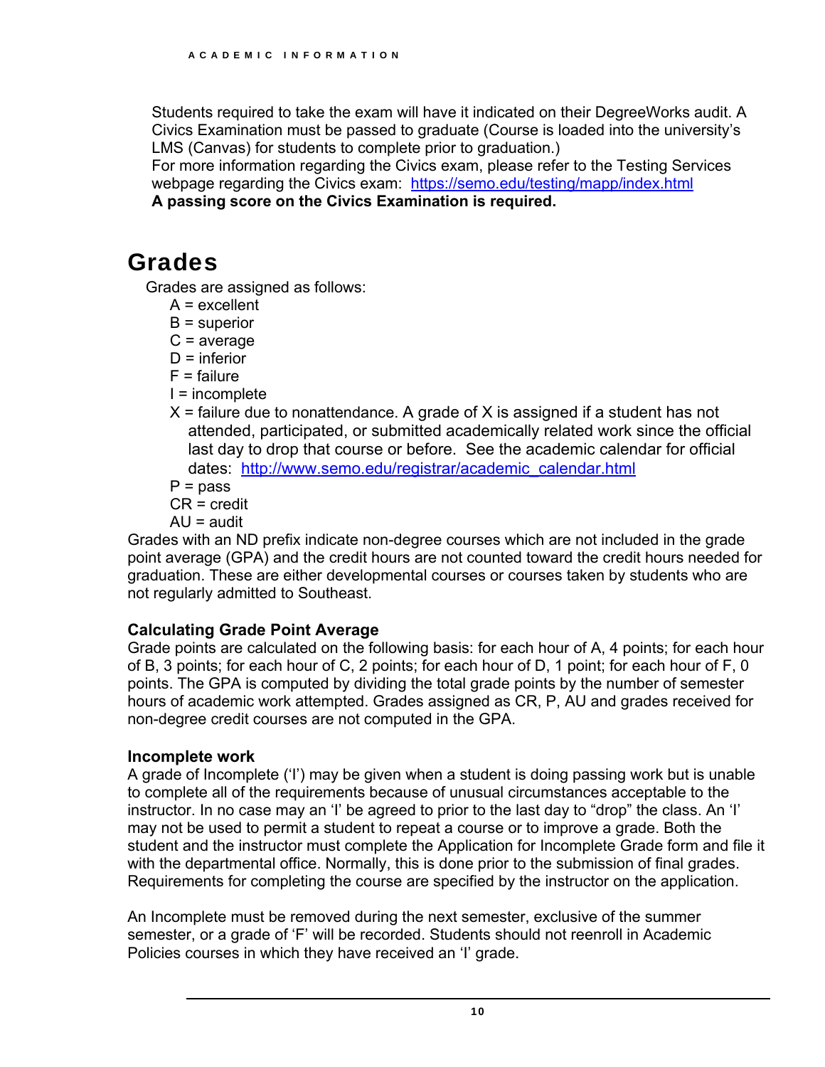Students required to take the exam will have it indicated on their DegreeWorks audit. A Civics Examination must be passed to graduate (Course is loaded into the university's LMS (Canvas) for students to complete prior to graduation.)
For more information regarding the Civics exam, please refer to the Testing Services webpage regarding the Civics exam: https://semo.edu/testing/mapp/index.html
**A passing score on the Civics Examination is required.**

# Grades

Grades are assigned as follows:

- A = excellent
- B = superior
- C = average
- D = inferior
- F = failure
- I = incomplete
- X = failure due to nonattendance. A grade of X is assigned if a student has not attended, participated, or submitted academically related work since the official last day to drop that course or before. See the academic calendar for official dates: http://www.semo.edu/registrar/academic_calendar.html
- P = pass
- CR = credit
- AU = audit

Grades with an ND prefix indicate non-degree courses which are not included in the grade point average (GPA) and the credit hours are not counted toward the credit hours needed for graduation. These are either developmental courses or courses taken by students who are not regularly admitted to Southeast.

### Calculating Grade Point Average

Grade points are calculated on the following basis: for each hour of A, 4 points; for each hour of B, 3 points; for each hour of C, 2 points; for each hour of D, 1 point; for each hour of F, 0 points. The GPA is computed by dividing the total grade points by the number of semester hours of academic work attempted. Grades assigned as CR, P, AU and grades received for non-degree credit courses are not computed in the GPA.

### Incomplete work

A grade of Incomplete ('I') may be given when a student is doing passing work but is unable to complete all of the requirements because of unusual circumstances acceptable to the instructor. In no case may an 'I' be agreed to prior to the last day to "drop" the class. An 'I' may not be used to permit a student to repeat a course or to improve a grade. Both the student and the instructor must complete the Application for Incomplete Grade form and file it with the departmental office. Normally, this is done prior to the submission of final grades. Requirements for completing the course are specified by the instructor on the application.

An Incomplete must be removed during the next semester, exclusive of the summer semester, or a grade of 'F' will be recorded. Students should not reenroll in Academic Policies courses in which they have received an 'I' grade.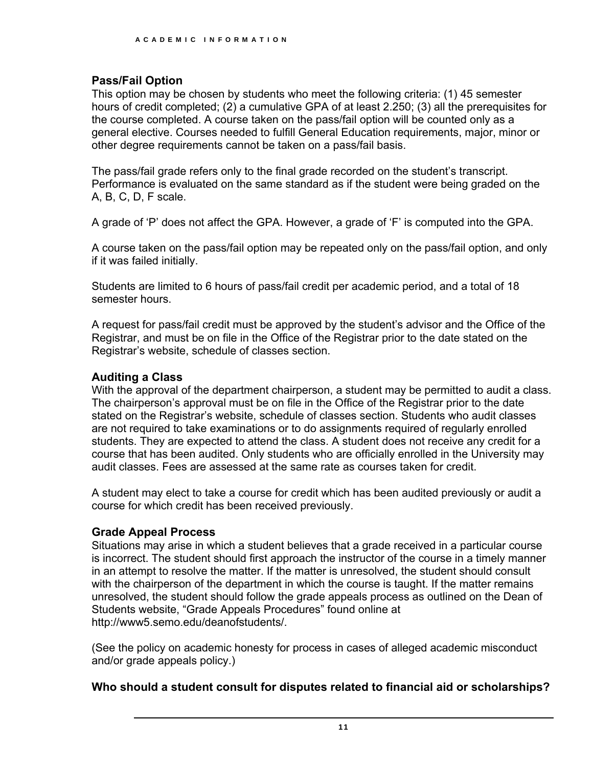### Pass/Fail Option

This option may be chosen by students who meet the following criteria: (1) 45 semester hours of credit completed; (2) a cumulative GPA of at least 2.250; (3) all the prerequisites for the course completed. A course taken on the pass/fail option will be counted only as a general elective. Courses needed to fulfill General Education requirements, major, minor or other degree requirements cannot be taken on a pass/fail basis.

The pass/fail grade refers only to the final grade recorded on the student's transcript. Performance is evaluated on the same standard as if the student were being graded on the A, B, C, D, F scale.

A grade of 'P' does not affect the GPA. However, a grade of 'F' is computed into the GPA.

A course taken on the pass/fail option may be repeated only on the pass/fail option, and only if it was failed initially.

Students are limited to 6 hours of pass/fail credit per academic period, and a total of 18 semester hours.

A request for pass/fail credit must be approved by the student's advisor and the Office of the Registrar, and must be on file in the Office of the Registrar prior to the date stated on the Registrar's website, schedule of classes section.

### Auditing a Class

With the approval of the department chairperson, a student may be permitted to audit a class. The chairperson's approval must be on file in the Office of the Registrar prior to the date stated on the Registrar's website, schedule of classes section. Students who audit classes are not required to take examinations or to do assignments required of regularly enrolled students. They are expected to attend the class. A student does not receive any credit for a course that has been audited. Only students who are officially enrolled in the University may audit classes. Fees are assessed at the same rate as courses taken for credit.

A student may elect to take a course for credit which has been audited previously or audit a course for which credit has been received previously.

### Grade Appeal Process

Situations may arise in which a student believes that a grade received in a particular course is incorrect. The student should first approach the instructor of the course in a timely manner in an attempt to resolve the matter. If the matter is unresolved, the student should consult with the chairperson of the department in which the course is taught. If the matter remains unresolved, the student should follow the grade appeals process as outlined on the Dean of Students website, "Grade Appeals Procedures" found online at http://www5.semo.edu/deanofstudents/.

(See the policy on academic honesty for process in cases of alleged academic misconduct and/or grade appeals policy.)

**Who should a student consult for disputes related to financial aid or scholarships?**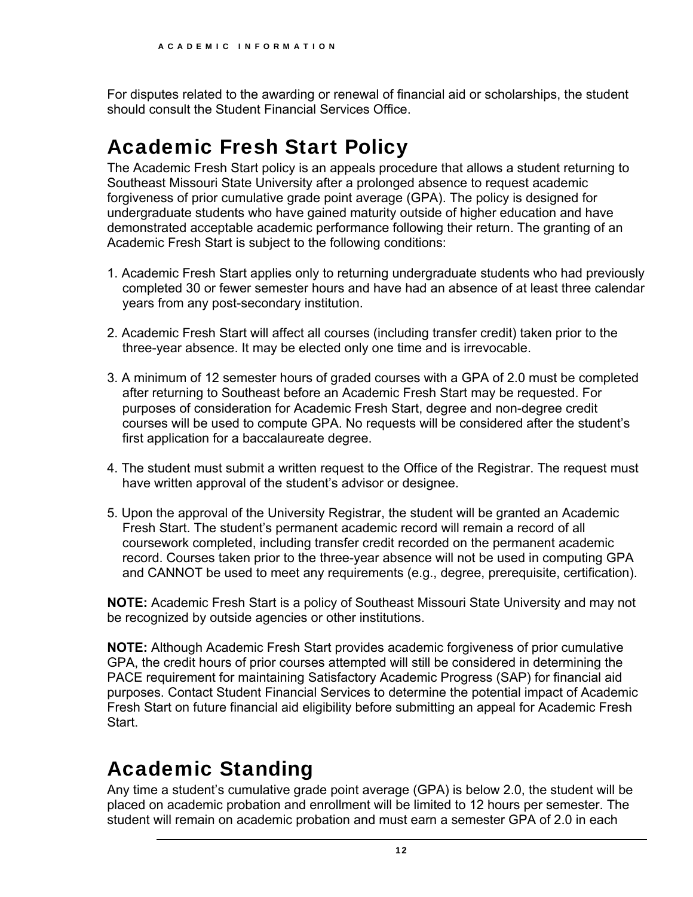For disputes related to the awarding or renewal of financial aid or scholarships, the student should consult the Student Financial Services Office.

## Academic Fresh Start Policy

The Academic Fresh Start policy is an appeals procedure that allows a student returning to Southeast Missouri State University after a prolonged absence to request academic forgiveness of prior cumulative grade point average (GPA). The policy is designed for undergraduate students who have gained maturity outside of higher education and have demonstrated acceptable academic performance following their return. The granting of an Academic Fresh Start is subject to the following conditions:

1. Academic Fresh Start applies only to returning undergraduate students who had previously completed 30 or fewer semester hours and have had an absence of at least three calendar years from any post-secondary institution.

2. Academic Fresh Start will affect all courses (including transfer credit) taken prior to the three-year absence. It may be elected only one time and is irrevocable.

3. A minimum of 12 semester hours of graded courses with a GPA of 2.0 must be completed after returning to Southeast before an Academic Fresh Start may be requested. For purposes of consideration for Academic Fresh Start, degree and non-degree credit courses will be used to compute GPA. No requests will be considered after the student's first application for a baccalaureate degree.

4. The student must submit a written request to the Office of the Registrar. The request must have written approval of the student's advisor or designee.

5. Upon the approval of the University Registrar, the student will be granted an Academic Fresh Start. The student's permanent academic record will remain a record of all coursework completed, including transfer credit recorded on the permanent academic record. Courses taken prior to the three-year absence will not be used in computing GPA and CANNOT be used to meet any requirements (e.g., degree, prerequisite, certification).

**NOTE:** Academic Fresh Start is a policy of Southeast Missouri State University and may not be recognized by outside agencies or other institutions.

**NOTE:** Although Academic Fresh Start provides academic forgiveness of prior cumulative GPA, the credit hours of prior courses attempted will still be considered in determining the PACE requirement for maintaining Satisfactory Academic Progress (SAP) for financial aid purposes. Contact Student Financial Services to determine the potential impact of Academic Fresh Start on future financial aid eligibility before submitting an appeal for Academic Fresh Start.

## Academic Standing

Any time a student's cumulative grade point average (GPA) is below 2.0, the student will be placed on academic probation and enrollment will be limited to 12 hours per semester. The student will remain on academic probation and must earn a semester GPA of 2.0 in each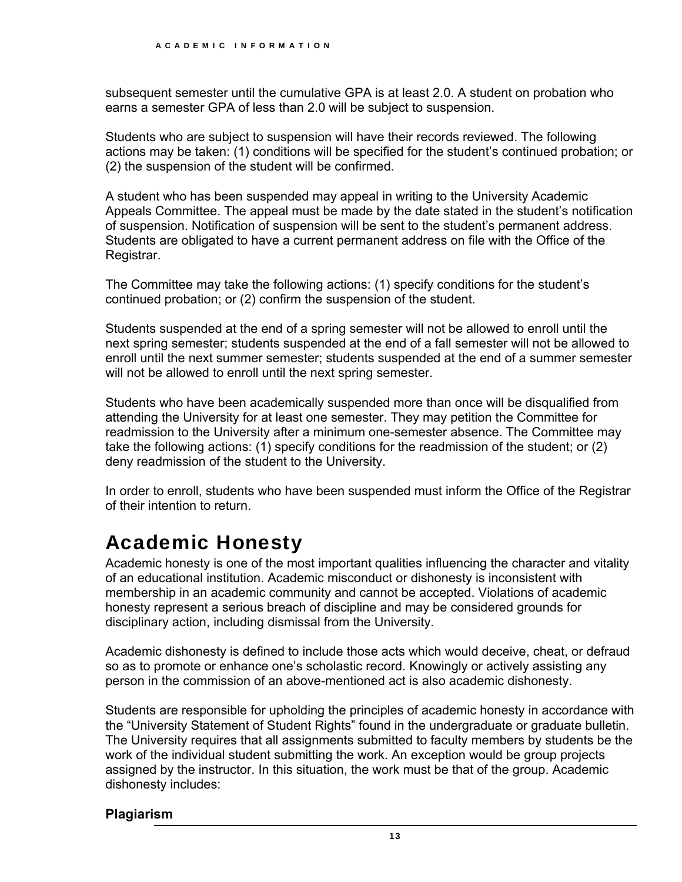subsequent semester until the cumulative GPA is at least 2.0. A student on probation who earns a semester GPA of less than 2.0 will be subject to suspension.

Students who are subject to suspension will have their records reviewed. The following actions may be taken: (1) conditions will be specified for the student's continued probation; or (2) the suspension of the student will be confirmed.

A student who has been suspended may appeal in writing to the University Academic Appeals Committee. The appeal must be made by the date stated in the student's notification of suspension. Notification of suspension will be sent to the student's permanent address. Students are obligated to have a current permanent address on file with the Office of the Registrar.

The Committee may take the following actions: (1) specify conditions for the student's continued probation; or (2) confirm the suspension of the student.

Students suspended at the end of a spring semester will not be allowed to enroll until the next spring semester; students suspended at the end of a fall semester will not be allowed to enroll until the next summer semester; students suspended at the end of a summer semester will not be allowed to enroll until the next spring semester.

Students who have been academically suspended more than once will be disqualified from attending the University for at least one semester. They may petition the Committee for readmission to the University after a minimum one-semester absence. The Committee may take the following actions: (1) specify conditions for the readmission of the student; or (2) deny readmission of the student to the University.

In order to enroll, students who have been suspended must inform the Office of the Registrar of their intention to return.

# Academic Honesty

Academic honesty is one of the most important qualities influencing the character and vitality of an educational institution. Academic misconduct or dishonesty is inconsistent with membership in an academic community and cannot be accepted. Violations of academic honesty represent a serious breach of discipline and may be considered grounds for disciplinary action, including dismissal from the University.

Academic dishonesty is defined to include those acts which would deceive, cheat, or defraud so as to promote or enhance one's scholastic record. Knowingly or actively assisting any person in the commission of an above-mentioned act is also academic dishonesty.

Students are responsible for upholding the principles of academic honesty in accordance with the "University Statement of Student Rights" found in the undergraduate or graduate bulletin. The University requires that all assignments submitted to faculty members by students be the work of the individual student submitting the work. An exception would be group projects assigned by the instructor. In this situation, the work must be that of the group. Academic dishonesty includes:

### Plagiarism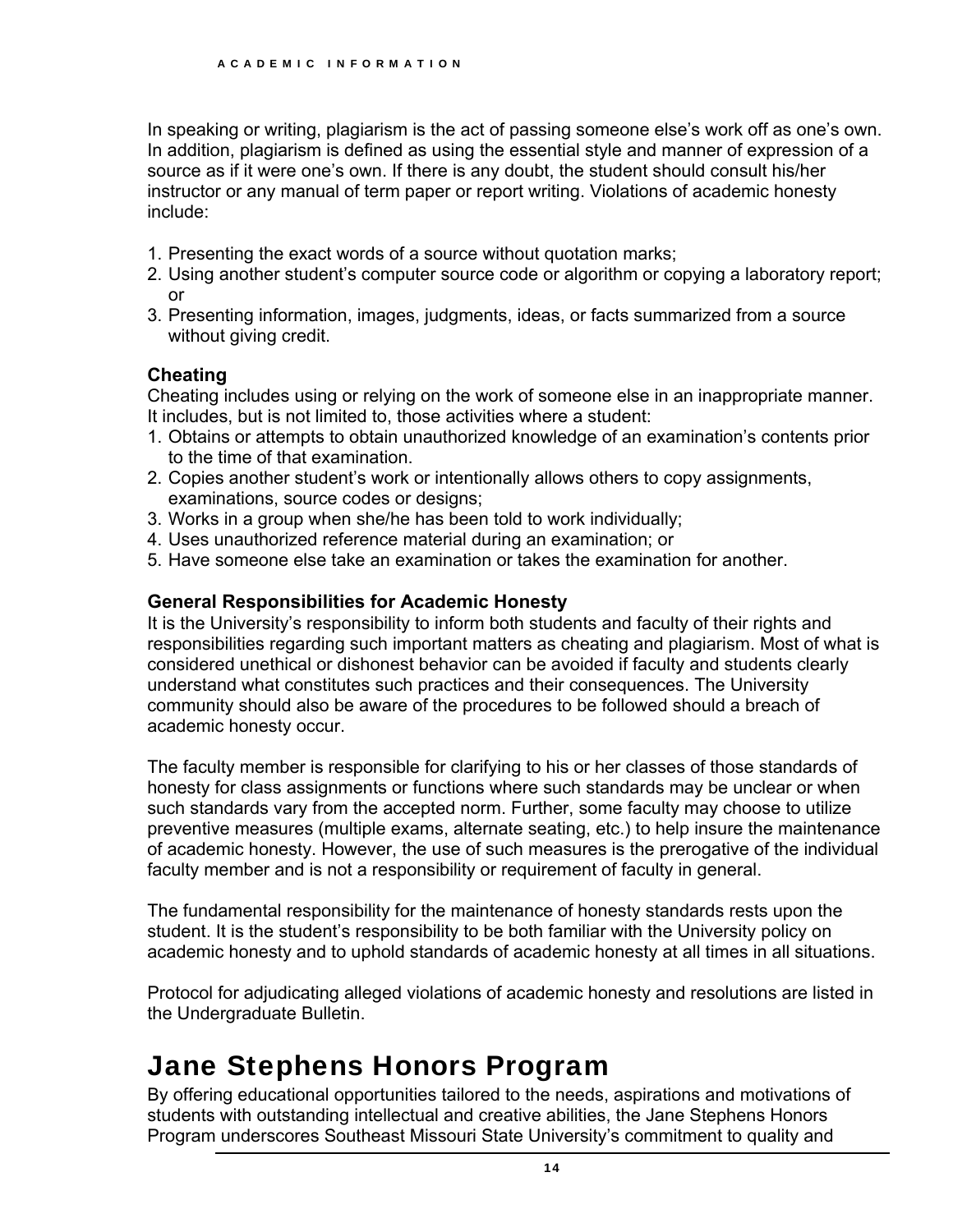In speaking or writing, plagiarism is the act of passing someone else's work off as one's own. In addition, plagiarism is defined as using the essential style and manner of expression of a source as if it were one's own. If there is any doubt, the student should consult his/her instructor or any manual of term paper or report writing. Violations of academic honesty include:

1. Presenting the exact words of a source without quotation marks;
2. Using another student's computer source code or algorithm or copying a laboratory report; or
3. Presenting information, images, judgments, ideas, or facts summarized from a source without giving credit.

### Cheating

Cheating includes using or relying on the work of someone else in an inappropriate manner. It includes, but is not limited to, those activities where a student:

1. Obtains or attempts to obtain unauthorized knowledge of an examination's contents prior to the time of that examination.
2. Copies another student's work or intentionally allows others to copy assignments, examinations, source codes or designs;
3. Works in a group when she/he has been told to work individually;
4. Uses unauthorized reference material during an examination; or
5. Have someone else take an examination or takes the examination for another.

### General Responsibilities for Academic Honesty

It is the University's responsibility to inform both students and faculty of their rights and responsibilities regarding such important matters as cheating and plagiarism. Most of what is considered unethical or dishonest behavior can be avoided if faculty and students clearly understand what constitutes such practices and their consequences. The University community should also be aware of the procedures to be followed should a breach of academic honesty occur.

The faculty member is responsible for clarifying to his or her classes of those standards of honesty for class assignments or functions where such standards may be unclear or when such standards vary from the accepted norm. Further, some faculty may choose to utilize preventive measures (multiple exams, alternate seating, etc.) to help insure the maintenance of academic honesty. However, the use of such measures is the prerogative of the individual faculty member and is not a responsibility or requirement of faculty in general.

The fundamental responsibility for the maintenance of honesty standards rests upon the student. It is the student's responsibility to be both familiar with the University policy on academic honesty and to uphold standards of academic honesty at all times in all situations.

Protocol for adjudicating alleged violations of academic honesty and resolutions are listed in the Undergraduate Bulletin.

## Jane Stephens Honors Program

By offering educational opportunities tailored to the needs, aspirations and motivations of students with outstanding intellectual and creative abilities, the Jane Stephens Honors Program underscores Southeast Missouri State University's commitment to quality and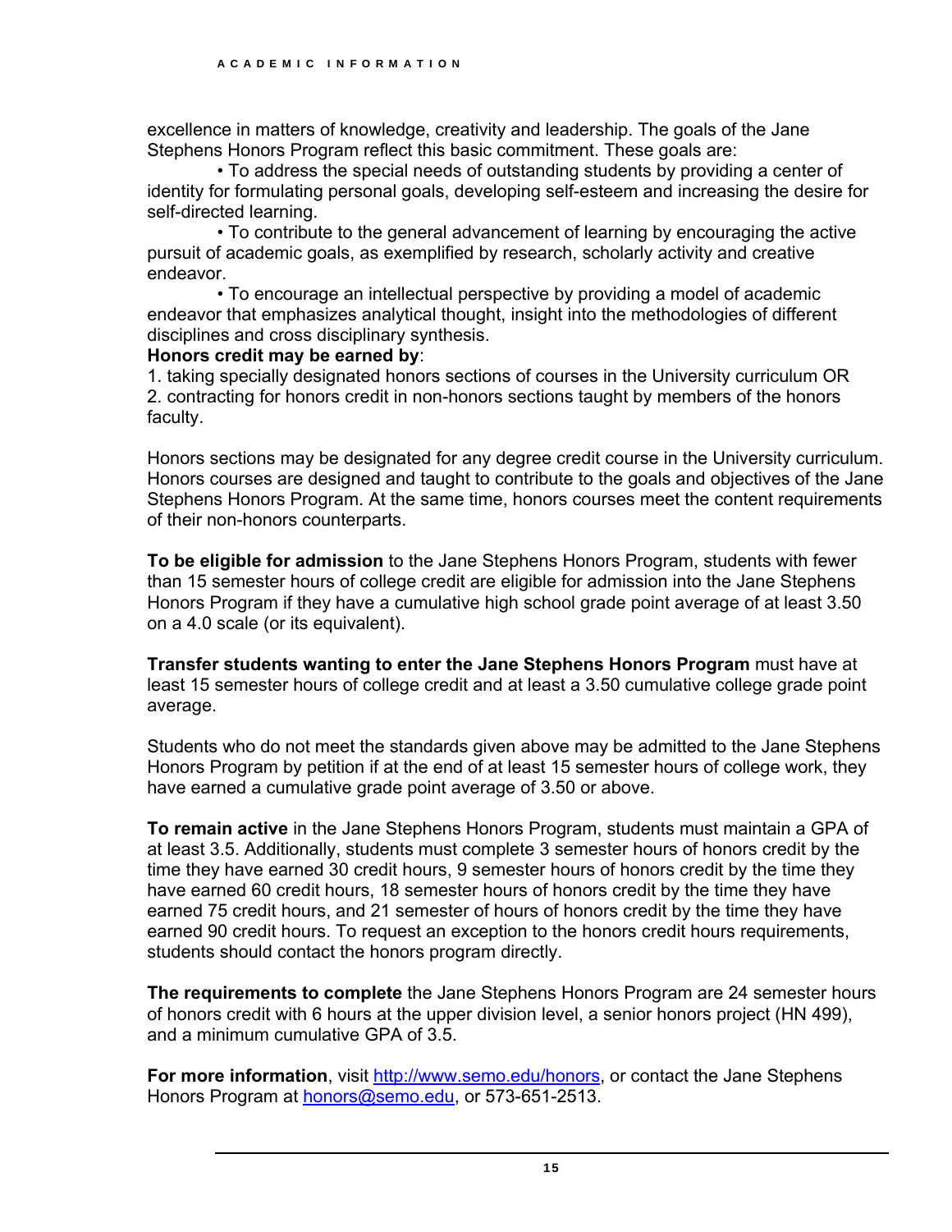excellence in matters of knowledge, creativity and leadership. The goals of the Jane Stephens Honors Program reflect this basic commitment. These goals are:

- To address the special needs of outstanding students by providing a center of identity for formulating personal goals, developing self-esteem and increasing the desire for self-directed learning.
- To contribute to the general advancement of learning by encouraging the active pursuit of academic goals, as exemplified by research, scholarly activity and creative endeavor.
- To encourage an intellectual perspective by providing a model of academic endeavor that emphasizes analytical thought, insight into the methodologies of different disciplines and cross disciplinary synthesis.

**Honors credit may be earned by**:

1. taking specially designated honors sections of courses in the University curriculum OR
2. contracting for honors credit in non-honors sections taught by members of the honors faculty.

Honors sections may be designated for any degree credit course in the University curriculum. Honors courses are designed and taught to contribute to the goals and objectives of the Jane Stephens Honors Program. At the same time, honors courses meet the content requirements of their non-honors counterparts.

**To be eligible for admission** to the Jane Stephens Honors Program, students with fewer than 15 semester hours of college credit are eligible for admission into the Jane Stephens Honors Program if they have a cumulative high school grade point average of at least 3.50 on a 4.0 scale (or its equivalent).

**Transfer students wanting to enter the Jane Stephens Honors Program** must have at least 15 semester hours of college credit and at least a 3.50 cumulative college grade point average.

Students who do not meet the standards given above may be admitted to the Jane Stephens Honors Program by petition if at the end of at least 15 semester hours of college work, they have earned a cumulative grade point average of 3.50 or above.

**To remain active** in the Jane Stephens Honors Program, students must maintain a GPA of at least 3.5. Additionally, students must complete 3 semester hours of honors credit by the time they have earned 30 credit hours, 9 semester hours of honors credit by the time they have earned 60 credit hours, 18 semester hours of honors credit by the time they have earned 75 credit hours, and 21 semester of hours of honors credit by the time they have earned 90 credit hours. To request an exception to the honors credit hours requirements, students should contact the honors program directly.

**The requirements to complete** the Jane Stephens Honors Program are 24 semester hours of honors credit with 6 hours at the upper division level, a senior honors project (HN 499), and a minimum cumulative GPA of 3.5.

**For more information**, visit http://www.semo.edu/honors, or contact the Jane Stephens Honors Program at honors@semo.edu, or 573-651-2513.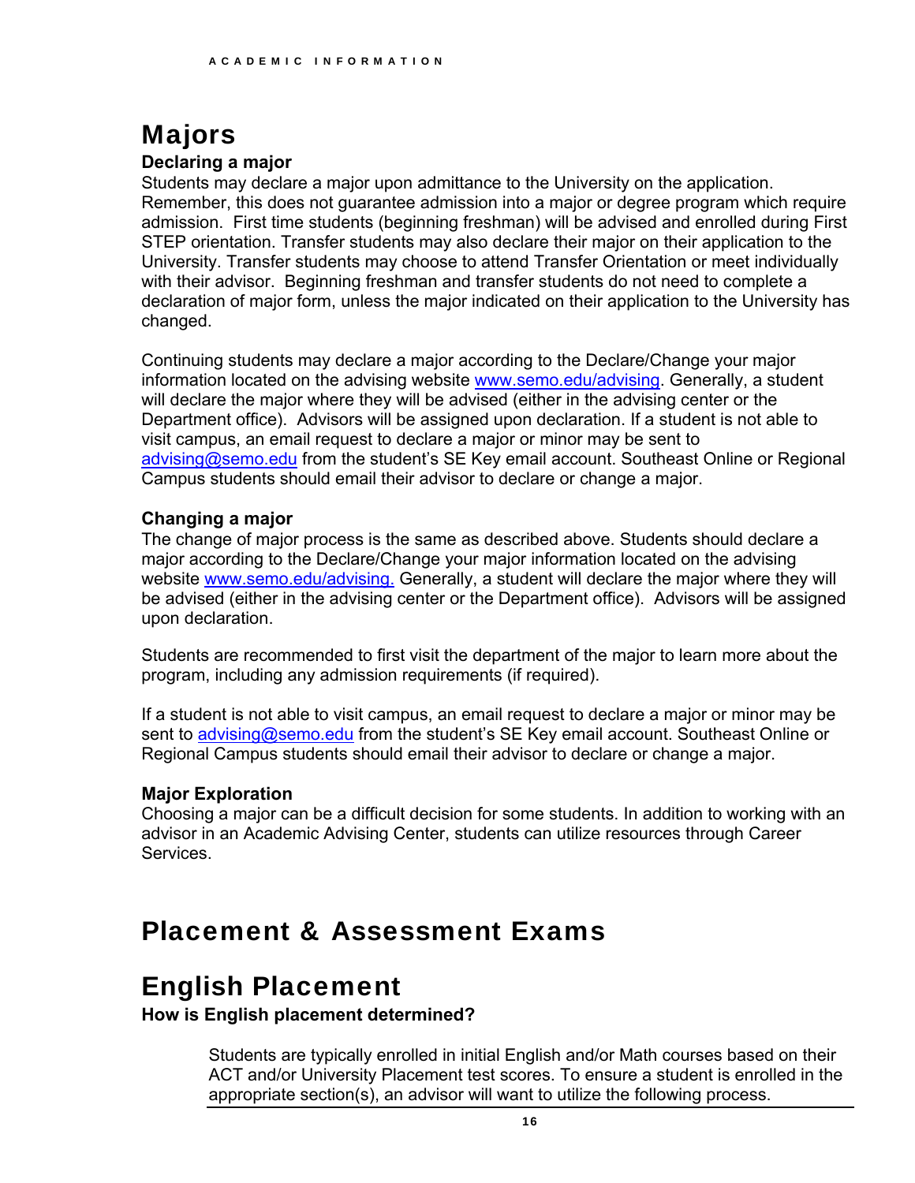# Majors

### Declaring a major

Students may declare a major upon admittance to the University on the application. Remember, this does not guarantee admission into a major or degree program which require admission. First time students (beginning freshman) will be advised and enrolled during First STEP orientation. Transfer students may also declare their major on their application to the University. Transfer students may choose to attend Transfer Orientation or meet individually with their advisor. Beginning freshman and transfer students do not need to complete a declaration of major form, unless the major indicated on their application to the University has changed.

Continuing students may declare a major according to the Declare/Change your major information located on the advising website www.semo.edu/advising. Generally, a student will declare the major where they will be advised (either in the advising center or the Department office). Advisors will be assigned upon declaration. If a student is not able to visit campus, an email request to declare a major or minor may be sent to advising@semo.edu from the student's SE Key email account. Southeast Online or Regional Campus students should email their advisor to declare or change a major.

### Changing a major

The change of major process is the same as described above. Students should declare a major according to the Declare/Change your major information located on the advising website www.semo.edu/advising. Generally, a student will declare the major where they will be advised (either in the advising center or the Department office). Advisors will be assigned upon declaration.

Students are recommended to first visit the department of the major to learn more about the program, including any admission requirements (if required).

If a student is not able to visit campus, an email request to declare a major or minor may be sent to advising@semo.edu from the student's SE Key email account. Southeast Online or Regional Campus students should email their advisor to declare or change a major.

### Major Exploration

Choosing a major can be a difficult decision for some students. In addition to working with an advisor in an Academic Advising Center, students can utilize resources through Career Services.

# Placement & Assessment Exams

# English Placement

### How is English placement determined?

Students are typically enrolled in initial English and/or Math courses based on their ACT and/or University Placement test scores. To ensure a student is enrolled in the appropriate section(s), an advisor will want to utilize the following process.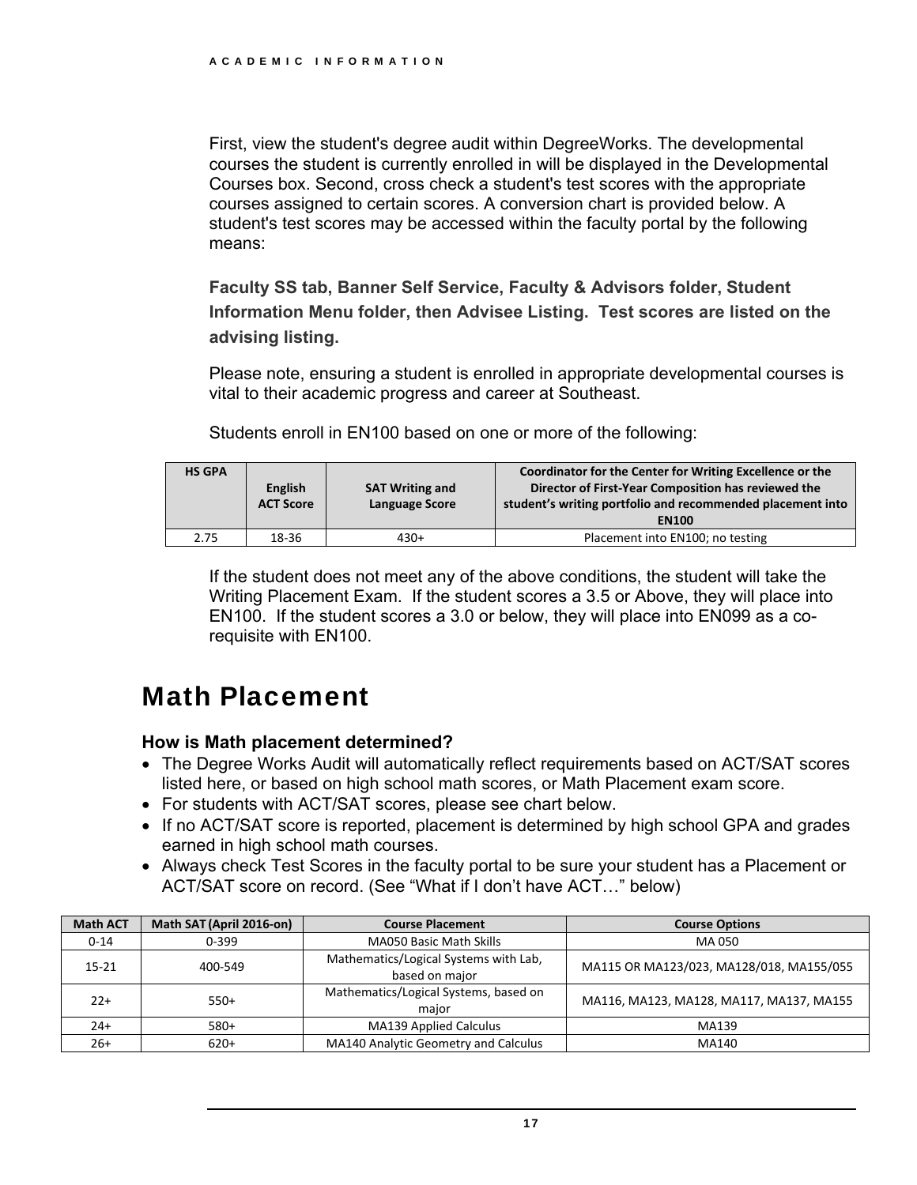First, view the student's degree audit within DegreeWorks. The developmental courses the student is currently enrolled in will be displayed in the Developmental Courses box. Second, cross check a student's test scores with the appropriate courses assigned to certain scores. A conversion chart is provided below. A student's test scores may be accessed within the faculty portal by the following means:

**Faculty SS tab, Banner Self Service, Faculty & Advisors folder, Student Information Menu folder, then Advisee Listing. Test scores are listed on the advising listing.**

Please note, ensuring a student is enrolled in appropriate developmental courses is vital to their academic progress and career at Southeast.

Students enroll in EN100 based on one or more of the following:

| HS GPA | English ACT Score | SAT Writing and Language Score | Coordinator for the Center for Writing Excellence or the Director of First-Year Composition has reviewed the student's writing portfolio and recommended placement into EN100 |
|---|---|---|---|
| 2.75 | 18-36 | 430+ | Placement into EN100; no testing |

If the student does not meet any of the above conditions, the student will take the Writing Placement Exam. If the student scores a 3.5 or Above, they will place into EN100. If the student scores a 3.0 or below, they will place into EN099 as a co-requisite with EN100.

# Math Placement

### How is Math placement determined?

- The Degree Works Audit will automatically reflect requirements based on ACT/SAT scores listed here, or based on high school math scores, or Math Placement exam score.
- For students with ACT/SAT scores, please see chart below.
- If no ACT/SAT score is reported, placement is determined by high school GPA and grades earned in high school math courses.
- Always check Test Scores in the faculty portal to be sure your student has a Placement or ACT/SAT score on record. (See "What if I don't have ACT…" below)

| Math ACT | Math SAT (April 2016-on) | Course Placement | Course Options |
|---|---|---|---|
| 0-14 | 0-399 | MA050 Basic Math Skills | MA 050 |
| 15-21 | 400-549 | Mathematics/Logical Systems with Lab, based on major | MA115 OR MA123/023, MA128/018, MA155/055 |
| 22+ | 550+ | Mathematics/Logical Systems, based on major | MA116, MA123, MA128, MA117, MA137, MA155 |
| 24+ | 580+ | MA139 Applied Calculus | MA139 |
| 26+ | 620+ | MA140 Analytic Geometry and Calculus | MA140 |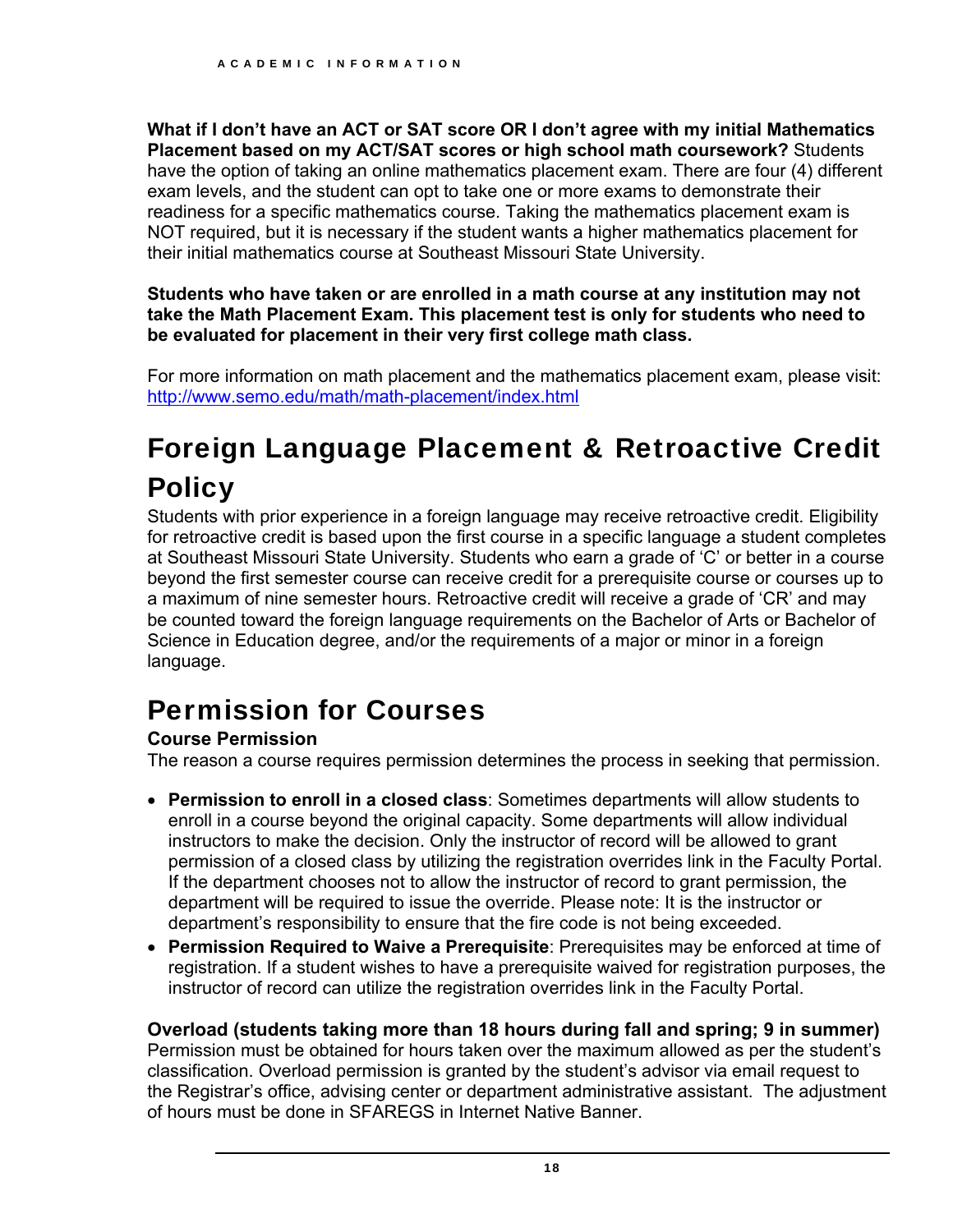**What if I don't have an ACT or SAT score OR I don't agree with my initial Mathematics Placement based on my ACT/SAT scores or high school math coursework?** Students have the option of taking an online mathematics placement exam. There are four (4) different exam levels, and the student can opt to take one or more exams to demonstrate their readiness for a specific mathematics course. Taking the mathematics placement exam is NOT required, but it is necessary if the student wants a higher mathematics placement for their initial mathematics course at Southeast Missouri State University.

**Students who have taken or are enrolled in a math course at any institution may not take the Math Placement Exam. This placement test is only for students who need to be evaluated for placement in their very first college math class.**

For more information on math placement and the mathematics placement exam, please visit: http://www.semo.edu/math/math-placement/index.html

# Foreign Language Placement & Retroactive Credit Policy

Students with prior experience in a foreign language may receive retroactive credit. Eligibility for retroactive credit is based upon the first course in a specific language a student completes at Southeast Missouri State University. Students who earn a grade of 'C' or better in a course beyond the first semester course can receive credit for a prerequisite course or courses up to a maximum of nine semester hours. Retroactive credit will receive a grade of 'CR' and may be counted toward the foreign language requirements on the Bachelor of Arts or Bachelor of Science in Education degree, and/or the requirements of a major or minor in a foreign language.

# Permission for Courses

### Course Permission

The reason a course requires permission determines the process in seeking that permission.

- **Permission to enroll in a closed class**: Sometimes departments will allow students to enroll in a course beyond the original capacity. Some departments will allow individual instructors to make the decision. Only the instructor of record will be allowed to grant permission of a closed class by utilizing the registration overrides link in the Faculty Portal. If the department chooses not to allow the instructor of record to grant permission, the department will be required to issue the override. Please note: It is the instructor or department's responsibility to ensure that the fire code is not being exceeded.
- **Permission Required to Waive a Prerequisite**: Prerequisites may be enforced at time of registration. If a student wishes to have a prerequisite waived for registration purposes, the instructor of record can utilize the registration overrides link in the Faculty Portal.

### Overload (students taking more than 18 hours during fall and spring; 9 in summer)

Permission must be obtained for hours taken over the maximum allowed as per the student's classification. Overload permission is granted by the student's advisor via email request to the Registrar's office, advising center or department administrative assistant. The adjustment of hours must be done in SFAREGS in Internet Native Banner.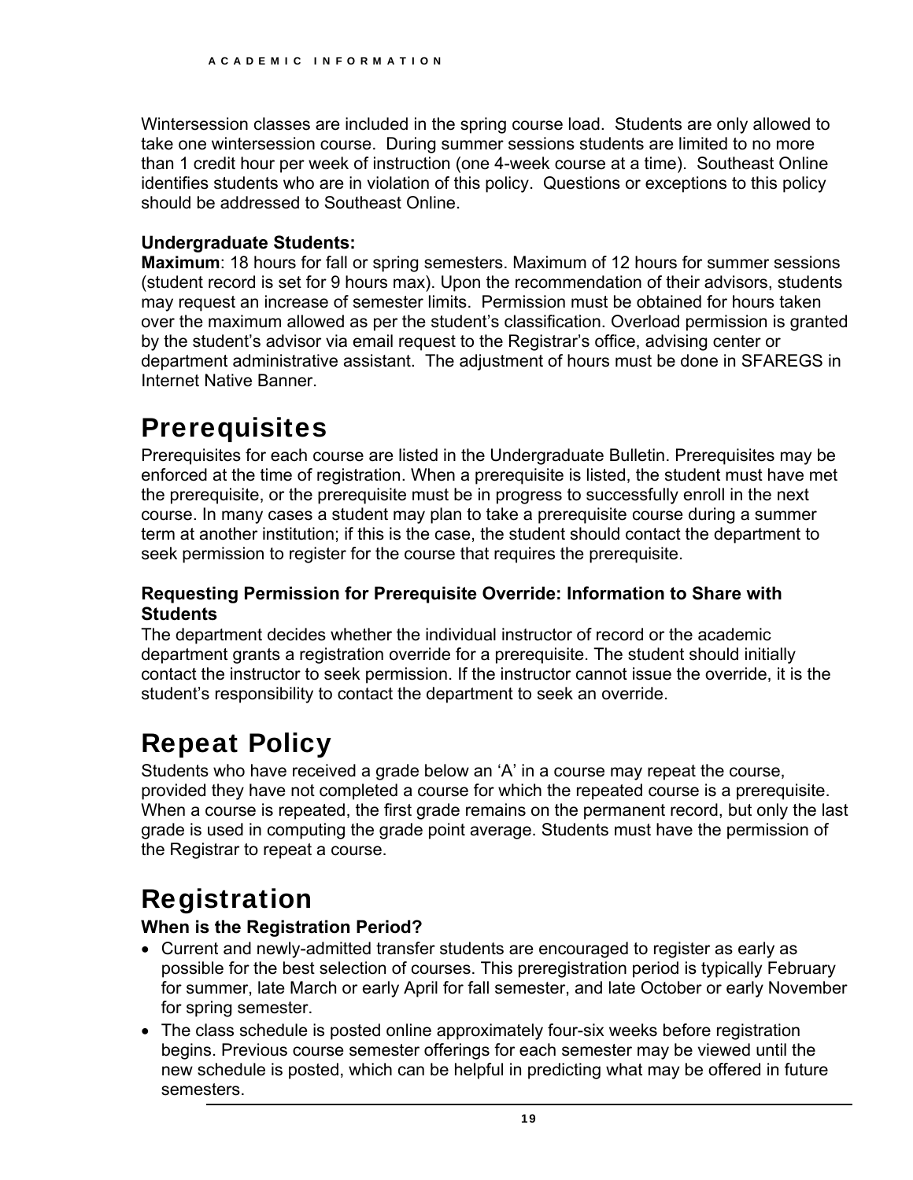Wintersession classes are included in the spring course load.  Students are only allowed to take one wintersession course.  During summer sessions students are limited to no more than 1 credit hour per week of instruction (one 4-week course at a time).  Southeast Online identifies students who are in violation of this policy.  Questions or exceptions to this policy should be addressed to Southeast Online.

**Undergraduate Students:**
**Maximum**: 18 hours for fall or spring semesters. Maximum of 12 hours for summer sessions (student record is set for 9 hours max). Upon the recommendation of their advisors, students may request an increase of semester limits.  Permission must be obtained for hours taken over the maximum allowed as per the student's classification. Overload permission is granted by the student's advisor via email request to the Registrar's office, advising center or department administrative assistant.  The adjustment of hours must be done in SFAREGS in Internet Native Banner.

# Prerequisites

Prerequisites for each course are listed in the Undergraduate Bulletin. Prerequisites may be enforced at the time of registration. When a prerequisite is listed, the student must have met the prerequisite, or the prerequisite must be in progress to successfully enroll in the next course. In many cases a student may plan to take a prerequisite course during a summer term at another institution; if this is the case, the student should contact the department to seek permission to register for the course that requires the prerequisite.

**Requesting Permission for Prerequisite Override: Information to Share with Students**
The department decides whether the individual instructor of record or the academic department grants a registration override for a prerequisite. The student should initially contact the instructor to seek permission. If the instructor cannot issue the override, it is the student's responsibility to contact the department to seek an override.

# Repeat Policy

Students who have received a grade below an 'A' in a course may repeat the course, provided they have not completed a course for which the repeated course is a prerequisite. When a course is repeated, the first grade remains on the permanent record, but only the last grade is used in computing the grade point average. Students must have the permission of the Registrar to repeat a course.

# Registration

### When is the Registration Period?

- Current and newly-admitted transfer students are encouraged to register as early as possible for the best selection of courses. This preregistration period is typically February for summer, late March or early April for fall semester, and late October or early November for spring semester.
- The class schedule is posted online approximately four-six weeks before registration begins. Previous course semester offerings for each semester may be viewed until the new schedule is posted, which can be helpful in predicting what may be offered in future semesters.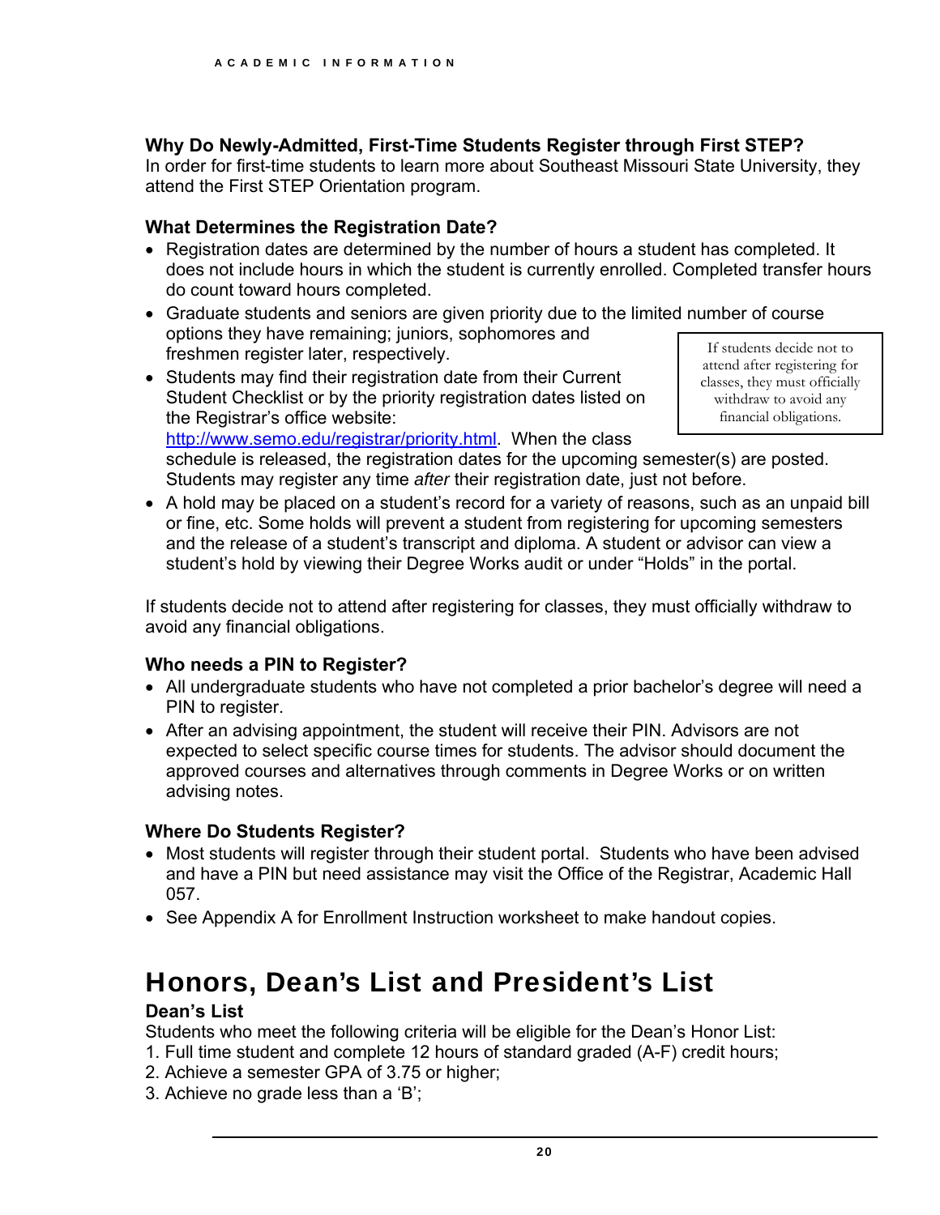### Why Do Newly-Admitted, First-Time Students Register through First STEP?

In order for first-time students to learn more about Southeast Missouri State University, they attend the First STEP Orientation program.

### What Determines the Registration Date?

- Registration dates are determined by the number of hours a student has completed. It does not include hours in which the student is currently enrolled. Completed transfer hours do count toward hours completed.
- Graduate students and seniors are given priority due to the limited number of course options they have remaining; juniors, sophomores and freshmen register later, respectively.
- Students may find their registration date from their Current Student Checklist or by the priority registration dates listed on the Registrar's office website: http://www.semo.edu/registrar/priority.html. When the class schedule is released, the registration dates for the upcoming semester(s) are posted. Students may register any time *after* their registration date, just not before.
- A hold may be placed on a student's record for a variety of reasons, such as an unpaid bill or fine, etc. Some holds will prevent a student from registering for upcoming semesters and the release of a student's transcript and diploma. A student or advisor can view a student's hold by viewing their Degree Works audit or under "Holds" in the portal.

> If students decide not to attend after registering for classes, they must officially withdraw to avoid any financial obligations.

If students decide not to attend after registering for classes, they must officially withdraw to avoid any financial obligations.

### Who needs a PIN to Register?

- All undergraduate students who have not completed a prior bachelor's degree will need a PIN to register.
- After an advising appointment, the student will receive their PIN. Advisors are not expected to select specific course times for students. The advisor should document the approved courses and alternatives through comments in Degree Works or on written advising notes.

### Where Do Students Register?

- Most students will register through their student portal. Students who have been advised and have a PIN but need assistance may visit the Office of the Registrar, Academic Hall 057.
- See Appendix A for Enrollment Instruction worksheet to make handout copies.

## Honors, Dean's List and President's List

### Dean's List

Students who meet the following criteria will be eligible for the Dean's Honor List:
1. Full time student and complete 12 hours of standard graded (A-F) credit hours;
2. Achieve a semester GPA of 3.75 or higher;
3. Achieve no grade less than a 'B';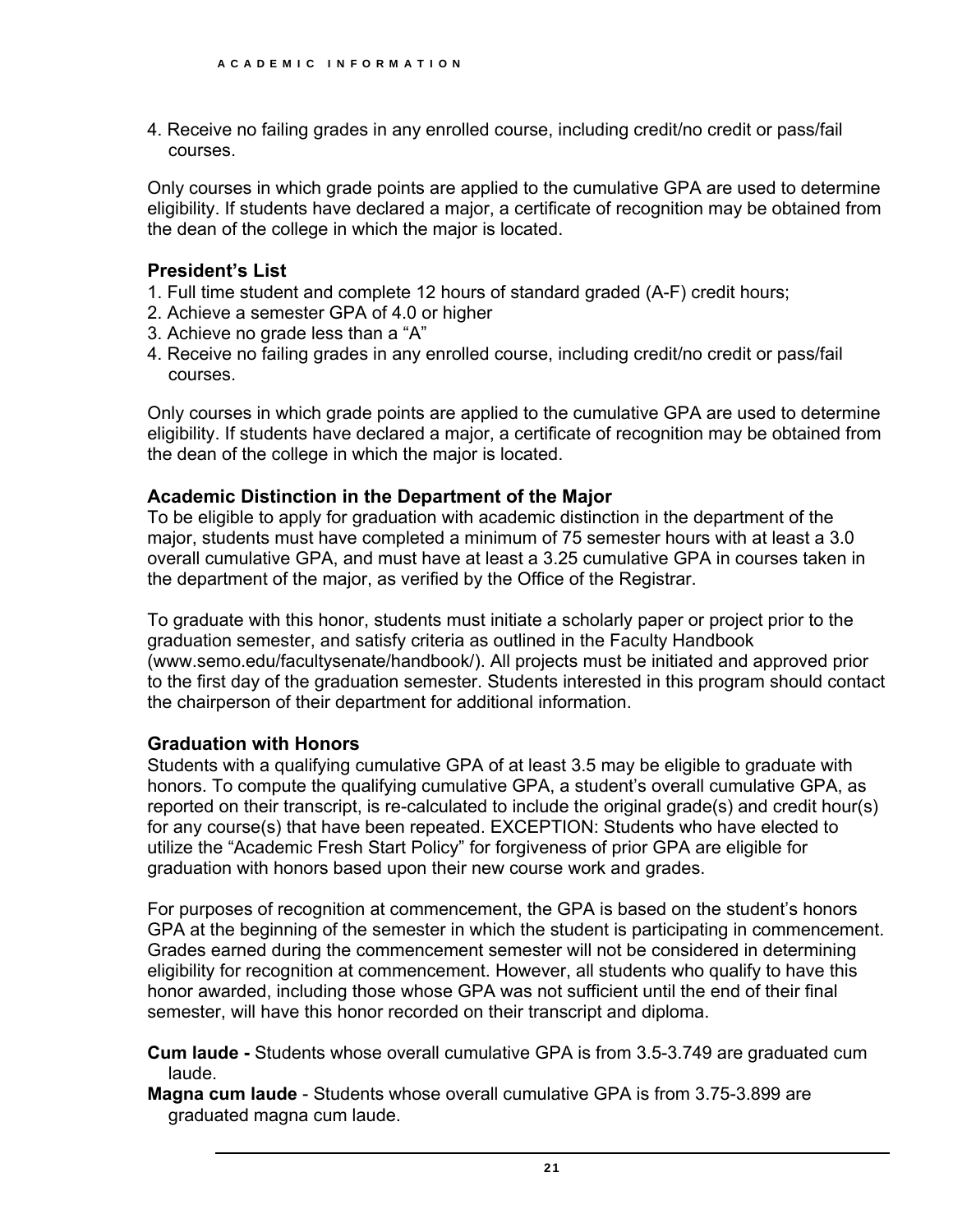4. Receive no failing grades in any enrolled course, including credit/no credit or pass/fail courses.

Only courses in which grade points are applied to the cumulative GPA are used to determine eligibility. If students have declared a major, a certificate of recognition may be obtained from the dean of the college in which the major is located.

### President's List

1. Full time student and complete 12 hours of standard graded (A-F) credit hours;
2. Achieve a semester GPA of 4.0 or higher
3. Achieve no grade less than a "A"
4. Receive no failing grades in any enrolled course, including credit/no credit or pass/fail courses.

Only courses in which grade points are applied to the cumulative GPA are used to determine eligibility. If students have declared a major, a certificate of recognition may be obtained from the dean of the college in which the major is located.

### Academic Distinction in the Department of the Major

To be eligible to apply for graduation with academic distinction in the department of the major, students must have completed a minimum of 75 semester hours with at least a 3.0 overall cumulative GPA, and must have at least a 3.25 cumulative GPA in courses taken in the department of the major, as verified by the Office of the Registrar.

To graduate with this honor, students must initiate a scholarly paper or project prior to the graduation semester, and satisfy criteria as outlined in the Faculty Handbook (www.semo.edu/facultysenate/handbook/). All projects must be initiated and approved prior to the first day of the graduation semester. Students interested in this program should contact the chairperson of their department for additional information.

### Graduation with Honors

Students with a qualifying cumulative GPA of at least 3.5 may be eligible to graduate with honors. To compute the qualifying cumulative GPA, a student's overall cumulative GPA, as reported on their transcript, is re-calculated to include the original grade(s) and credit hour(s) for any course(s) that have been repeated. EXCEPTION: Students who have elected to utilize the "Academic Fresh Start Policy" for forgiveness of prior GPA are eligible for graduation with honors based upon their new course work and grades.

For purposes of recognition at commencement, the GPA is based on the student's honors GPA at the beginning of the semester in which the student is participating in commencement. Grades earned during the commencement semester will not be considered in determining eligibility for recognition at commencement. However, all students who qualify to have this honor awarded, including those whose GPA was not sufficient until the end of their final semester, will have this honor recorded on their transcript and diploma.

**Cum laude -** Students whose overall cumulative GPA is from 3.5-3.749 are graduated cum laude.

**Magna cum laude** - Students whose overall cumulative GPA is from 3.75-3.899 are graduated magna cum laude.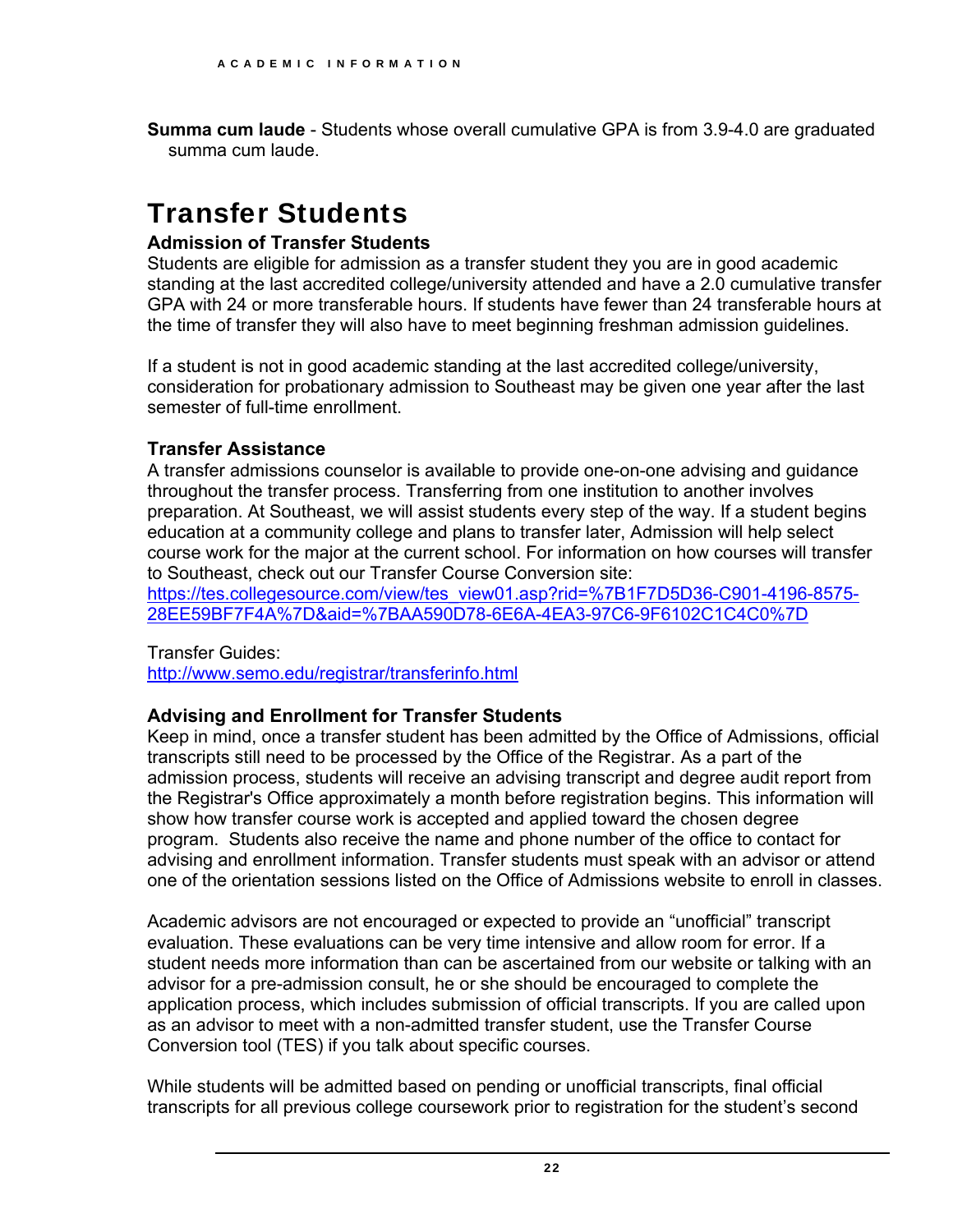**Summa cum laude** - Students whose overall cumulative GPA is from 3.9-4.0 are graduated summa cum laude.

# Transfer Students

### Admission of Transfer Students

Students are eligible for admission as a transfer student they you are in good academic standing at the last accredited college/university attended and have a 2.0 cumulative transfer GPA with 24 or more transferable hours. If students have fewer than 24 transferable hours at the time of transfer they will also have to meet beginning freshman admission guidelines.

If a student is not in good academic standing at the last accredited college/university, consideration for probationary admission to Southeast may be given one year after the last semester of full-time enrollment.

### Transfer Assistance

A transfer admissions counselor is available to provide one-on-one advising and guidance throughout the transfer process. Transferring from one institution to another involves preparation. At Southeast, we will assist students every step of the way. If a student begins education at a community college and plans to transfer later, Admission will help select course work for the major at the current school. For information on how courses will transfer to Southeast, check out our Transfer Course Conversion site:
[https://tes.collegesource.com/view/tes_view01.asp?rid=%7B1F7D5D36-C901-4196-8575-28EE59BF7F4A%7D&aid=%7BAA590D78-6E6A-4EA3-97C6-9F6102C1C4C0%7D](https://tes.collegesource.com/view/tes_view01.asp?rid=%7B1F7D5D36-C901-4196-8575-28EE59BF7F4A%7D&aid=%7BAA590D78-6E6A-4EA3-97C6-9F6102C1C4C0%7D)

Transfer Guides:
[http://www.semo.edu/registrar/transferinfo.html](http://www.semo.edu/registrar/transferinfo.html)

### Advising and Enrollment for Transfer Students

Keep in mind, once a transfer student has been admitted by the Office of Admissions, official transcripts still need to be processed by the Office of the Registrar. As a part of the admission process, students will receive an advising transcript and degree audit report from the Registrar's Office approximately a month before registration begins. This information will show how transfer course work is accepted and applied toward the chosen degree program. Students also receive the name and phone number of the office to contact for advising and enrollment information. Transfer students must speak with an advisor or attend one of the orientation sessions listed on the Office of Admissions website to enroll in classes.

Academic advisors are not encouraged or expected to provide an "unofficial" transcript evaluation. These evaluations can be very time intensive and allow room for error. If a student needs more information than can be ascertained from our website or talking with an advisor for a pre-admission consult, he or she should be encouraged to complete the application process, which includes submission of official transcripts. If you are called upon as an advisor to meet with a non-admitted transfer student, use the Transfer Course Conversion tool (TES) if you talk about specific courses.

While students will be admitted based on pending or unofficial transcripts, final official transcripts for all previous college coursework prior to registration for the student's second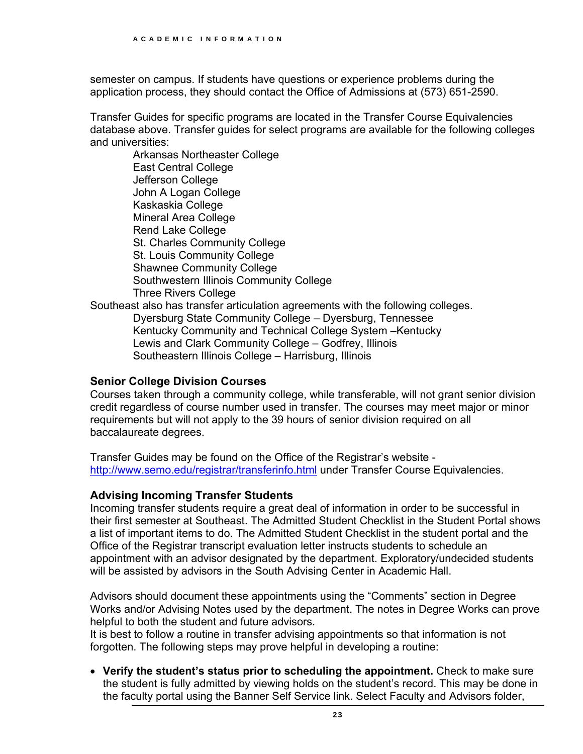semester on campus. If students have questions or experience problems during the application process, they should contact the Office of Admissions at (573) 651-2590.

Transfer Guides for specific programs are located in the Transfer Course Equivalencies database above. Transfer guides for select programs are available for the following colleges and universities:

- Arkansas Northeaster College
- East Central College
- Jefferson College
- John A Logan College
- Kaskaskia College
- Mineral Area College
- Rend Lake College
- St. Charles Community College
- St. Louis Community College
- Shawnee Community College
- Southwestern Illinois Community College
- Three Rivers College

Southeast also has transfer articulation agreements with the following colleges.

- Dyersburg State Community College – Dyersburg, Tennessee
- Kentucky Community and Technical College System –Kentucky
- Lewis and Clark Community College – Godfrey, Illinois
- Southeastern Illinois College – Harrisburg, Illinois

### Senior College Division Courses

Courses taken through a community college, while transferable, will not grant senior division credit regardless of course number used in transfer. The courses may meet major or minor requirements but will not apply to the 39 hours of senior division required on all baccalaureate degrees.

Transfer Guides may be found on the Office of the Registrar's website - http://www.semo.edu/registrar/transferinfo.html under Transfer Course Equivalencies.

### Advising Incoming Transfer Students

Incoming transfer students require a great deal of information in order to be successful in their first semester at Southeast. The Admitted Student Checklist in the Student Portal shows a list of important items to do. The Admitted Student Checklist in the student portal and the Office of the Registrar transcript evaluation letter instructs students to schedule an appointment with an advisor designated by the department. Exploratory/undecided students will be assisted by advisors in the South Advising Center in Academic Hall.

Advisors should document these appointments using the "Comments" section in Degree Works and/or Advising Notes used by the department. The notes in Degree Works can prove helpful to both the student and future advisors.
It is best to follow a routine in transfer advising appointments so that information is not forgotten. The following steps may prove helpful in developing a routine:

- **Verify the student's status prior to scheduling the appointment.** Check to make sure the student is fully admitted by viewing holds on the student's record. This may be done in the faculty portal using the Banner Self Service link. Select Faculty and Advisors folder,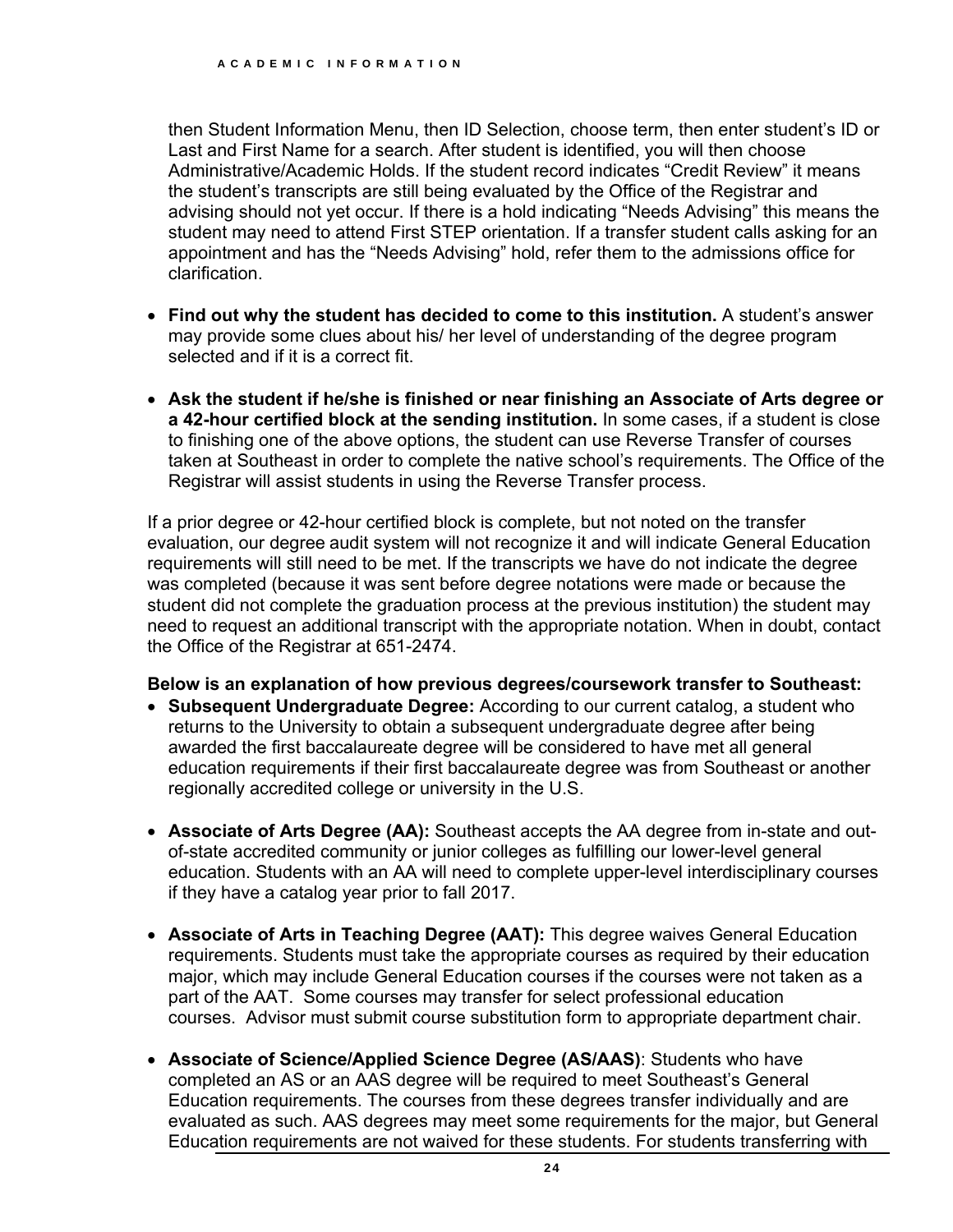then Student Information Menu, then ID Selection, choose term, then enter student's ID or Last and First Name for a search. After student is identified, you will then choose Administrative/Academic Holds. If the student record indicates "Credit Review" it means the student's transcripts are still being evaluated by the Office of the Registrar and advising should not yet occur. If there is a hold indicating "Needs Advising" this means the student may need to attend First STEP orientation. If a transfer student calls asking for an appointment and has the "Needs Advising" hold, refer them to the admissions office for clarification.

- **Find out why the student has decided to come to this institution.** A student's answer may provide some clues about his/ her level of understanding of the degree program selected and if it is a correct fit.
- **Ask the student if he/she is finished or near finishing an Associate of Arts degree or a 42-hour certified block at the sending institution.** In some cases, if a student is close to finishing one of the above options, the student can use Reverse Transfer of courses taken at Southeast in order to complete the native school's requirements. The Office of the Registrar will assist students in using the Reverse Transfer process.

If a prior degree or 42-hour certified block is complete, but not noted on the transfer evaluation, our degree audit system will not recognize it and will indicate General Education requirements will still need to be met. If the transcripts we have do not indicate the degree was completed (because it was sent before degree notations were made or because the student did not complete the graduation process at the previous institution) the student may need to request an additional transcript with the appropriate notation. When in doubt, contact the Office of the Registrar at 651-2474.

**Below is an explanation of how previous degrees/coursework transfer to Southeast:**

- **Subsequent Undergraduate Degree:** According to our current catalog, a student who returns to the University to obtain a subsequent undergraduate degree after being awarded the first baccalaureate degree will be considered to have met all general education requirements if their first baccalaureate degree was from Southeast or another regionally accredited college or university in the U.S.
- **Associate of Arts Degree (AA):** Southeast accepts the AA degree from in-state and out-of-state accredited community or junior colleges as fulfilling our lower-level general education. Students with an AA will need to complete upper-level interdisciplinary courses if they have a catalog year prior to fall 2017.
- **Associate of Arts in Teaching Degree (AAT):** This degree waives General Education requirements. Students must take the appropriate courses as required by their education major, which may include General Education courses if the courses were not taken as a part of the AAT. Some courses may transfer for select professional education courses. Advisor must submit course substitution form to appropriate department chair.
- **Associate of Science/Applied Science Degree (AS/AAS)**: Students who have completed an AS or an AAS degree will be required to meet Southeast's General Education requirements. The courses from these degrees transfer individually and are evaluated as such. AAS degrees may meet some requirements for the major, but General Education requirements are not waived for these students. For students transferring with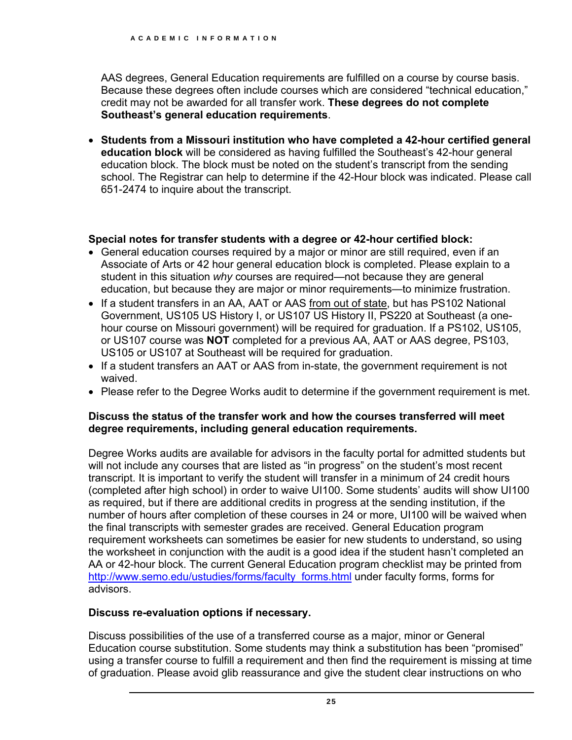AAS degrees, General Education requirements are fulfilled on a course by course basis. Because these degrees often include courses which are considered "technical education," credit may not be awarded for all transfer work. **These degrees do not complete Southeast's general education requirements**.

- **Students from a Missouri institution who have completed a 42-hour certified general education block** will be considered as having fulfilled the Southeast's 42-hour general education block. The block must be noted on the student's transcript from the sending school. The Registrar can help to determine if the 42-Hour block was indicated. Please call 651-2474 to inquire about the transcript.

**Special notes for transfer students with a degree or 42-hour certified block:**

- General education courses required by a major or minor are still required, even if an Associate of Arts or 42 hour general education block is completed. Please explain to a student in this situation *why* courses are required—not because they are general education, but because they are major or minor requirements—to minimize frustration.
- If a student transfers in an AA, AAT or AAS from out of state, but has PS102 National Government, US105 US History I, or US107 US History II, PS220 at Southeast (a one-hour course on Missouri government) will be required for graduation. If a PS102, US105, or US107 course was **NOT** completed for a previous AA, AAT or AAS degree, PS103, US105 or US107 at Southeast will be required for graduation.
- If a student transfers an AAT or AAS from in-state, the government requirement is not waived.
- Please refer to the Degree Works audit to determine if the government requirement is met.

**Discuss the status of the transfer work and how the courses transferred will meet degree requirements, including general education requirements.**

Degree Works audits are available for advisors in the faculty portal for admitted students but will not include any courses that are listed as "in progress" on the student's most recent transcript. It is important to verify the student will transfer in a minimum of 24 credit hours (completed after high school) in order to waive UI100. Some students' audits will show UI100 as required, but if there are additional credits in progress at the sending institution, if the number of hours after completion of these courses in 24 or more, UI100 will be waived when the final transcripts with semester grades are received. General Education program requirement worksheets can sometimes be easier for new students to understand, so using the worksheet in conjunction with the audit is a good idea if the student hasn't completed an AA or 42-hour block. The current General Education program checklist may be printed from http://www.semo.edu/ustudies/forms/faculty_forms.html under faculty forms, forms for advisors.

**Discuss re-evaluation options if necessary.**

Discuss possibilities of the use of a transferred course as a major, minor or General Education course substitution. Some students may think a substitution has been "promised" using a transfer course to fulfill a requirement and then find the requirement is missing at time of graduation. Please avoid glib reassurance and give the student clear instructions on who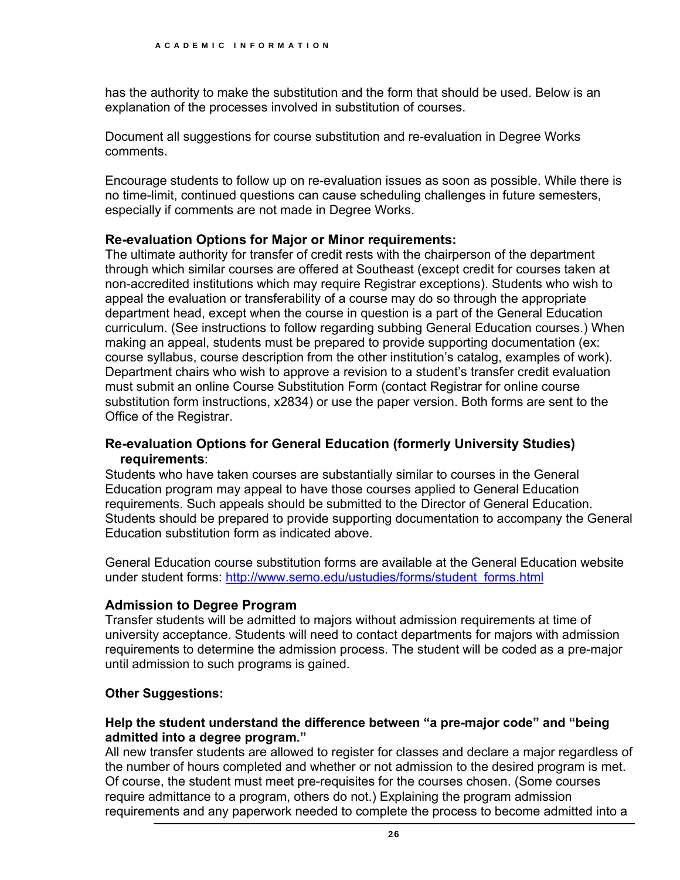has the authority to make the substitution and the form that should be used. Below is an explanation of the processes involved in substitution of courses.

Document all suggestions for course substitution and re-evaluation in Degree Works comments.

Encourage students to follow up on re-evaluation issues as soon as possible. While there is no time-limit, continued questions can cause scheduling challenges in future semesters, especially if comments are not made in Degree Works.

### Re-evaluation Options for Major or Minor requirements:

The ultimate authority for transfer of credit rests with the chairperson of the department through which similar courses are offered at Southeast (except credit for courses taken at non-accredited institutions which may require Registrar exceptions). Students who wish to appeal the evaluation or transferability of a course may do so through the appropriate department head, except when the course in question is a part of the General Education curriculum. (See instructions to follow regarding subbing General Education courses.) When making an appeal, students must be prepared to provide supporting documentation (ex: course syllabus, course description from the other institution's catalog, examples of work). Department chairs who wish to approve a revision to a student's transfer credit evaluation must submit an online Course Substitution Form (contact Registrar for online course substitution form instructions, x2834) or use the paper version. Both forms are sent to the Office of the Registrar.

### Re-evaluation Options for General Education (formerly University Studies) requirements:

Students who have taken courses are substantially similar to courses in the General Education program may appeal to have those courses applied to General Education requirements. Such appeals should be submitted to the Director of General Education. Students should be prepared to provide supporting documentation to accompany the General Education substitution form as indicated above.

General Education course substitution forms are available at the General Education website under student forms: [http://www.semo.edu/ustudies/forms/student_forms.html](http://www.semo.edu/ustudies/forms/student_forms.html)

### Admission to Degree Program

Transfer students will be admitted to majors without admission requirements at time of university acceptance. Students will need to contact departments for majors with admission requirements to determine the admission process. The student will be coded as a pre-major until admission to such programs is gained.

### Other Suggestions:

**Help the student understand the difference between "a pre-major code" and "being admitted into a degree program."**

All new transfer students are allowed to register for classes and declare a major regardless of the number of hours completed and whether or not admission to the desired program is met. Of course, the student must meet pre-requisites for the courses chosen. (Some courses require admittance to a program, others do not.) Explaining the program admission requirements and any paperwork needed to complete the process to become admitted into a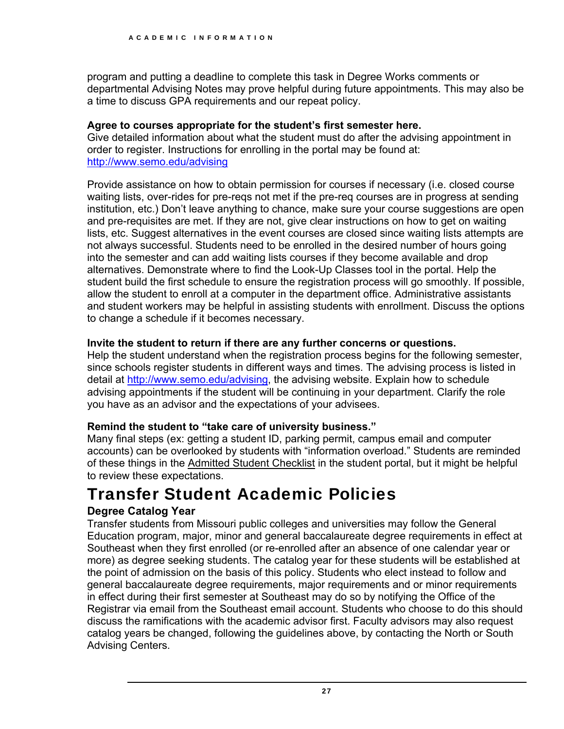program and putting a deadline to complete this task in Degree Works comments or departmental Advising Notes may prove helpful during future appointments. This may also be a time to discuss GPA requirements and our repeat policy.

**Agree to courses appropriate for the student's first semester here.**
Give detailed information about what the student must do after the advising appointment in order to register. Instructions for enrolling in the portal may be found at: http://www.semo.edu/advising

Provide assistance on how to obtain permission for courses if necessary (i.e. closed course waiting lists, over-rides for pre-reqs not met if the pre-req courses are in progress at sending institution, etc.) Don't leave anything to chance, make sure your course suggestions are open and pre-requisites are met. If they are not, give clear instructions on how to get on waiting lists, etc. Suggest alternatives in the event courses are closed since waiting lists attempts are not always successful. Students need to be enrolled in the desired number of hours going into the semester and can add waiting lists courses if they become available and drop alternatives. Demonstrate where to find the Look-Up Classes tool in the portal. Help the student build the first schedule to ensure the registration process will go smoothly. If possible, allow the student to enroll at a computer in the department office. Administrative assistants and student workers may be helpful in assisting students with enrollment. Discuss the options to change a schedule if it becomes necessary.

**Invite the student to return if there are any further concerns or questions.**
Help the student understand when the registration process begins for the following semester, since schools register students in different ways and times. The advising process is listed in detail at http://www.semo.edu/advising, the advising website. Explain how to schedule advising appointments if the student will be continuing in your department. Clarify the role you have as an advisor and the expectations of your advisees.

**Remind the student to "take care of university business."**
Many final steps (ex: getting a student ID, parking permit, campus email and computer accounts) can be overlooked by students with "information overload." Students are reminded of these things in the Admitted Student Checklist in the student portal, but it might be helpful to review these expectations.

# Transfer Student Academic Policies

### Degree Catalog Year

Transfer students from Missouri public colleges and universities may follow the General Education program, major, minor and general baccalaureate degree requirements in effect at Southeast when they first enrolled (or re-enrolled after an absence of one calendar year or more) as degree seeking students. The catalog year for these students will be established at the point of admission on the basis of this policy. Students who elect instead to follow and general baccalaureate degree requirements, major requirements and or minor requirements in effect during their first semester at Southeast may do so by notifying the Office of the Registrar via email from the Southeast email account. Students who choose to do this should discuss the ramifications with the academic advisor first. Faculty advisors may also request catalog years be changed, following the guidelines above, by contacting the North or South Advising Centers.